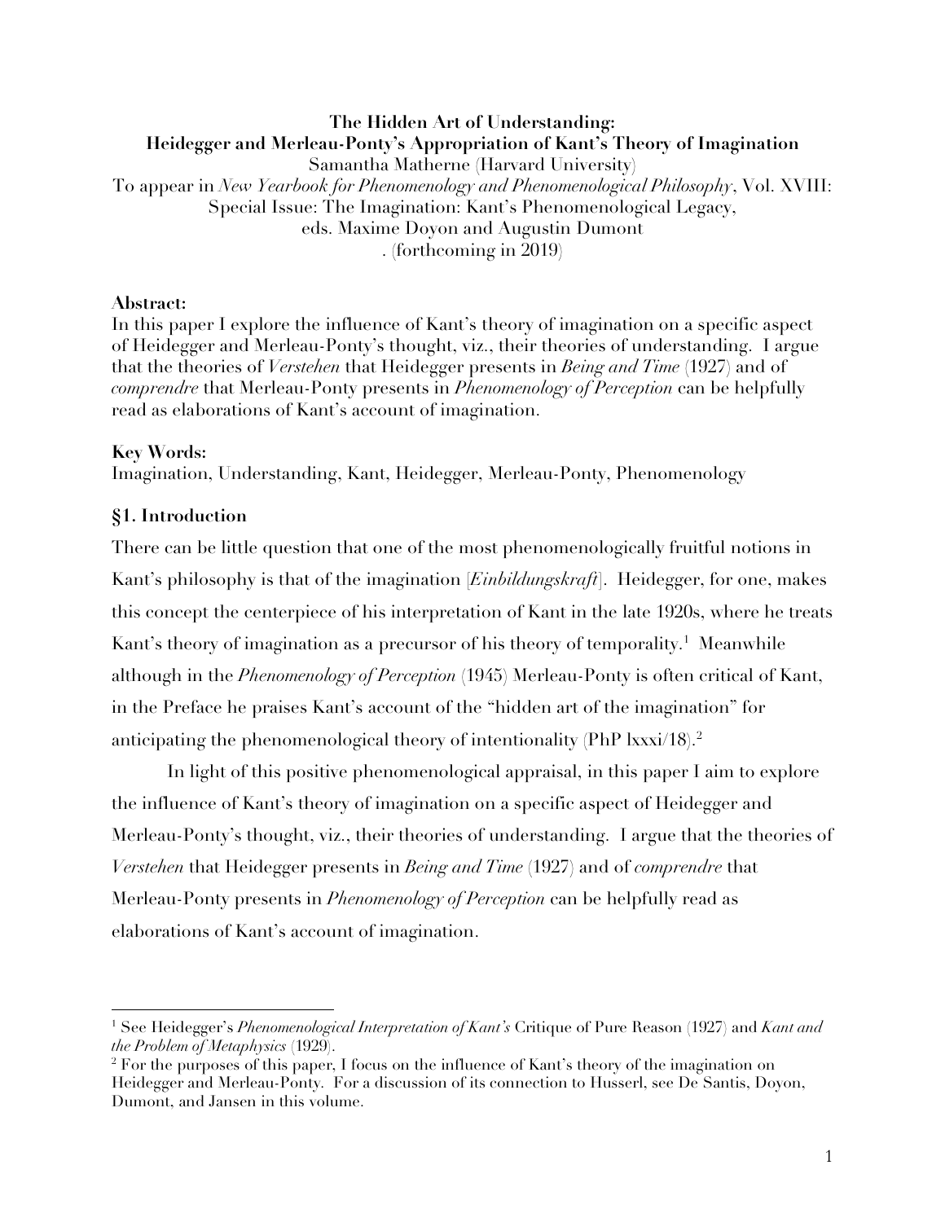**The Hidden Art of Understanding:**
**Heidegger and Merleau-Ponty's Appropriation of Kant's Theory of Imagination**

Samantha Matherne (Harvard University)

To appear in *New Yearbook for Phenomenology and Phenomenological Philosophy*, Vol. XVIII: Special Issue: The Imagination: Kant's Phenomenological Legacy, eds. Maxime Doyon and Augustin Dumont . (forthcoming in 2019)

**Abstract:**

In this paper I explore the influence of Kant's theory of imagination on a specific aspect of Heidegger and Merleau-Ponty's thought, viz., their theories of understanding. I argue that the theories of *Verstehen* that Heidegger presents in *Being and Time* (1927) and of *comprendre* that Merleau-Ponty presents in *Phenomenology of Perception* can be helpfully read as elaborations of Kant's account of imagination.

**Key Words:**

Imagination, Understanding, Kant, Heidegger, Merleau-Ponty, Phenomenology

## §1. Introduction

There can be little question that one of the most phenomenologically fruitful notions in Kant's philosophy is that of the imagination [*Einbildungskraft*]. Heidegger, for one, makes this concept the centerpiece of his interpretation of Kant in the late 1920s, where he treats Kant's theory of imagination as a precursor of his theory of temporality.[1] Meanwhile although in the *Phenomenology of Perception* (1945) Merleau-Ponty is often critical of Kant, in the Preface he praises Kant's account of the "hidden art of the imagination" for anticipating the phenomenological theory of intentionality (PhP lxxxi/18).[2]

In light of this positive phenomenological appraisal, in this paper I aim to explore the influence of Kant's theory of imagination on a specific aspect of Heidegger and Merleau-Ponty's thought, viz., their theories of understanding. I argue that the theories of *Verstehen* that Heidegger presents in *Being and Time* (1927) and of *comprendre* that Merleau-Ponty presents in *Phenomenology of Perception* can be helpfully read as elaborations of Kant's account of imagination.

---

[1] See Heidegger's *Phenomenological Interpretation of Kant's* Critique of Pure Reason (1927) and *Kant and the Problem of Metaphysics* (1929).

[2] For the purposes of this paper, I focus on the influence of Kant's theory of the imagination on Heidegger and Merleau-Ponty. For a discussion of its connection to Husserl, see De Santis, Doyon, Dumont, and Jansen in this volume.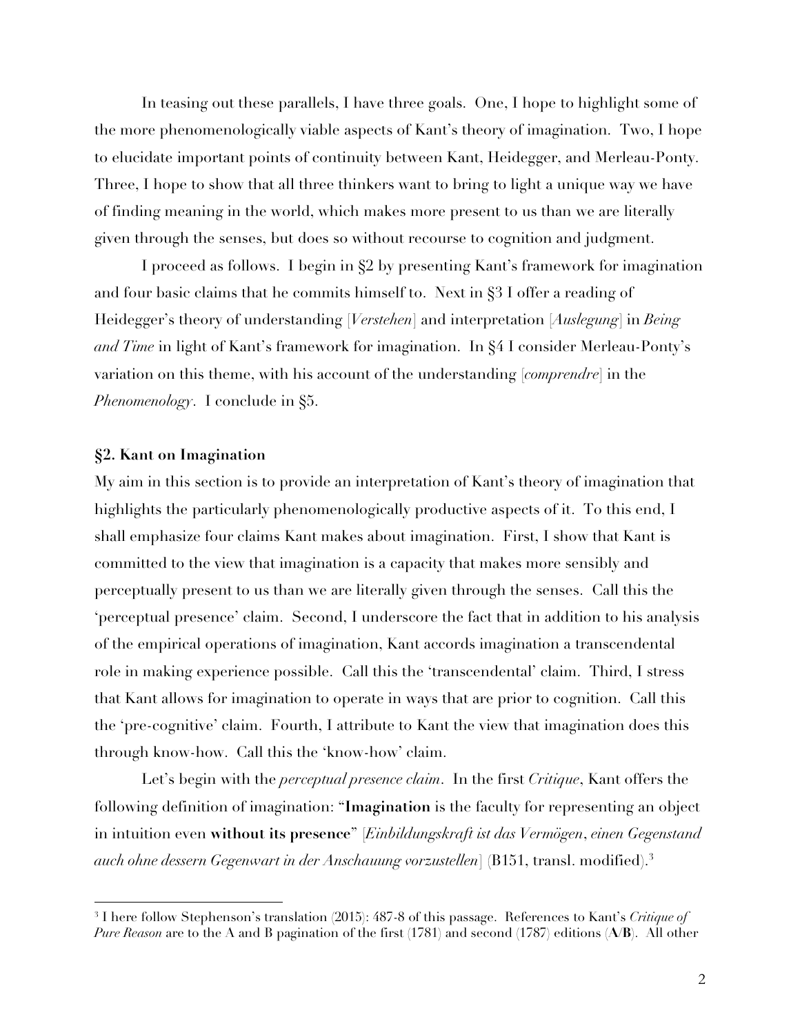In teasing out these parallels, I have three goals. One, I hope to highlight some of the more phenomenologically viable aspects of Kant's theory of imagination. Two, I hope to elucidate important points of continuity between Kant, Heidegger, and Merleau-Ponty. Three, I hope to show that all three thinkers want to bring to light a unique way we have of finding meaning in the world, which makes more present to us than we are literally given through the senses, but does so without recourse to cognition and judgment.

I proceed as follows. I begin in §2 by presenting Kant's framework for imagination and four basic claims that he commits himself to. Next in §3 I offer a reading of Heidegger's theory of understanding [*Verstehen*] and interpretation [*Auslegung*] in *Being and Time* in light of Kant's framework for imagination. In §4 I consider Merleau-Ponty's variation on this theme, with his account of the understanding [*comprendre*] in the *Phenomenology*. I conclude in §5.

## §2. Kant on Imagination

My aim in this section is to provide an interpretation of Kant's theory of imagination that highlights the particularly phenomenologically productive aspects of it. To this end, I shall emphasize four claims Kant makes about imagination. First, I show that Kant is committed to the view that imagination is a capacity that makes more sensibly and perceptually present to us than we are literally given through the senses. Call this the 'perceptual presence' claim. Second, I underscore the fact that in addition to his analysis of the empirical operations of imagination, Kant accords imagination a transcendental role in making experience possible. Call this the 'transcendental' claim. Third, I stress that Kant allows for imagination to operate in ways that are prior to cognition. Call this the 'pre-cognitive' claim. Fourth, I attribute to Kant the view that imagination does this through know-how. Call this the 'know-how' claim.

Let's begin with the *perceptual presence claim*. In the first *Critique*, Kant offers the following definition of imagination: "**Imagination** is the faculty for representing an object in intuition even **without its presence**" [*Einbildungskraft ist das Vermögen, einen Gegenstand auch ohne dessern Gegenwart in der Anschauung vorzustellen*] (B151, transl. modified).[3]

---

[3] I here follow Stephenson's translation (2015): 487-8 of this passage. References to Kant's *Critique of Pure Reason* are to the A and B pagination of the first (1781) and second (1787) editions (**A/B**). All other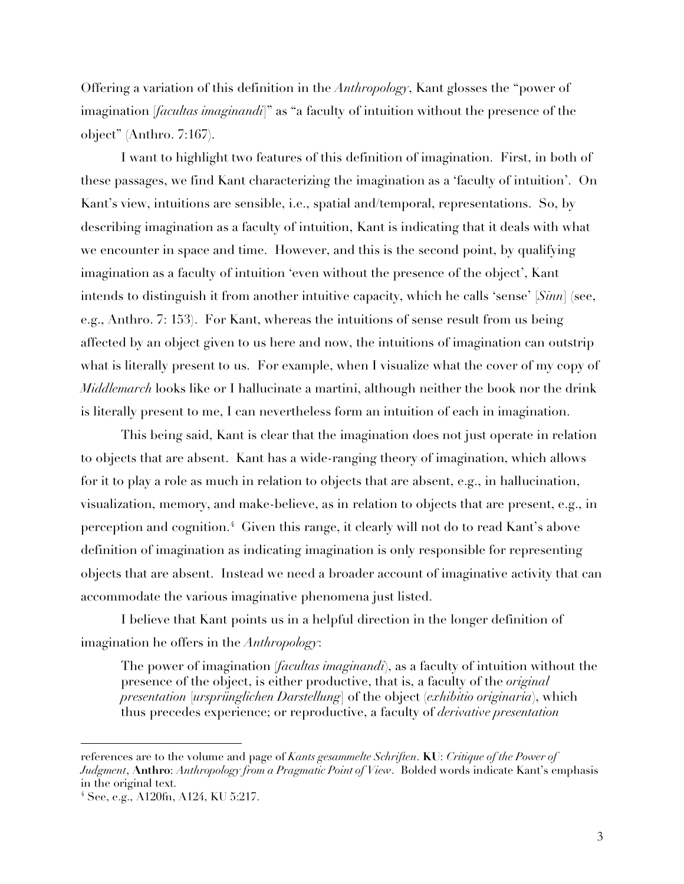Offering a variation of this definition in the *Anthropology*, Kant glosses the "power of imagination [*facultas imaginandi*]" as "a faculty of intuition without the presence of the object" (Anthro. 7:167).

I want to highlight two features of this definition of imagination. First, in both of these passages, we find Kant characterizing the imagination as a 'faculty of intuition'. On Kant's view, intuitions are sensible, i.e., spatial and/temporal, representations. So, by describing imagination as a faculty of intuition, Kant is indicating that it deals with what we encounter in space and time. However, and this is the second point, by qualifying imagination as a faculty of intuition 'even without the presence of the object', Kant intends to distinguish it from another intuitive capacity, which he calls 'sense' [*Sinn*] (see, e.g., Anthro. 7: 153). For Kant, whereas the intuitions of sense result from us being affected by an object given to us here and now, the intuitions of imagination can outstrip what is literally present to us. For example, when I visualize what the cover of my copy of *Middlemarch* looks like or I hallucinate a martini, although neither the book nor the drink is literally present to me, I can nevertheless form an intuition of each in imagination.

This being said, Kant is clear that the imagination does not just operate in relation to objects that are absent. Kant has a wide-ranging theory of imagination, which allows for it to play a role as much in relation to objects that are absent, e.g., in hallucination, visualization, memory, and make-believe, as in relation to objects that are present, e.g., in perception and cognition.[4] Given this range, it clearly will not do to read Kant's above definition of imagination as indicating imagination is only responsible for representing objects that are absent. Instead we need a broader account of imaginative activity that can accommodate the various imaginative phenomena just listed.

I believe that Kant points us in a helpful direction in the longer definition of imagination he offers in the *Anthropology*:

> The power of imagination (*facultas imaginandi*), as a faculty of intuition without the presence of the object, is either productive, that is, a faculty of the *original presentation* [*ursprünglichen Darstellung*] of the object (*exhibitio originaria*), which thus precedes experience; or reproductive, a faculty of *derivative presentation*

---

references are to the volume and page of *Kants gesammelte Schriften*. **KU**: *Critique of the Power of Judgment*, **Anthro**: *Anthropology from a Pragmatic Point of View*. Bolded words indicate Kant's emphasis in the original text.

[4] See, e.g., A120fn, A124, KU 5:217.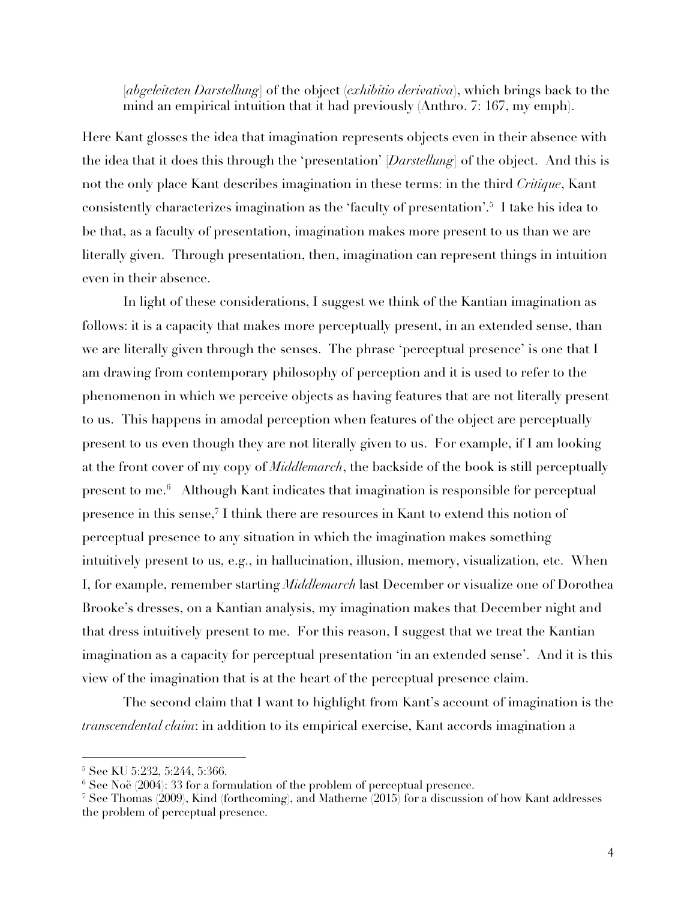> [*abgeleiteten Darstellung*] of the object (*exhibitio derivativa*), which brings back to the mind an empirical intuition that it had previously (Anthro. 7: 167, my emph).

Here Kant glosses the idea that imagination represents objects even in their absence with the idea that it does this through the 'presentation' [*Darstellung*] of the object. And this is not the only place Kant describes imagination in these terms: in the third *Critique*, Kant consistently characterizes imagination as the 'faculty of presentation'.[5] I take his idea to be that, as a faculty of presentation, imagination makes more present to us than we are literally given. Through presentation, then, imagination can represent things in intuition even in their absence.

In light of these considerations, I suggest we think of the Kantian imagination as follows: it is a capacity that makes more perceptually present, in an extended sense, than we are literally given through the senses. The phrase 'perceptual presence' is one that I am drawing from contemporary philosophy of perception and it is used to refer to the phenomenon in which we perceive objects as having features that are not literally present to us. This happens in amodal perception when features of the object are perceptually present to us even though they are not literally given to us. For example, if I am looking at the front cover of my copy of *Middlemarch*, the backside of the book is still perceptually present to me.[6] Although Kant indicates that imagination is responsible for perceptual presence in this sense,[7] I think there are resources in Kant to extend this notion of perceptual presence to any situation in which the imagination makes something intuitively present to us, e.g., in hallucination, illusion, memory, visualization, etc. When I, for example, remember starting *Middlemarch* last December or visualize one of Dorothea Brooke's dresses, on a Kantian analysis, my imagination makes that December night and that dress intuitively present to me. For this reason, I suggest that we treat the Kantian imagination as a capacity for perceptual presentation 'in an extended sense'. And it is this view of the imagination that is at the heart of the perceptual presence claim.

The second claim that I want to highlight from Kant's account of imagination is the *transcendental claim*: in addition to its empirical exercise, Kant accords imagination a

---

[5] See KU 5:232, 5:244, 5:366.

[6] See Noë (2004): 33 for a formulation of the problem of perceptual presence.

[7] See Thomas (2009), Kind (forthcoming), and Matherne (2015) for a discussion of how Kant addresses the problem of perceptual presence.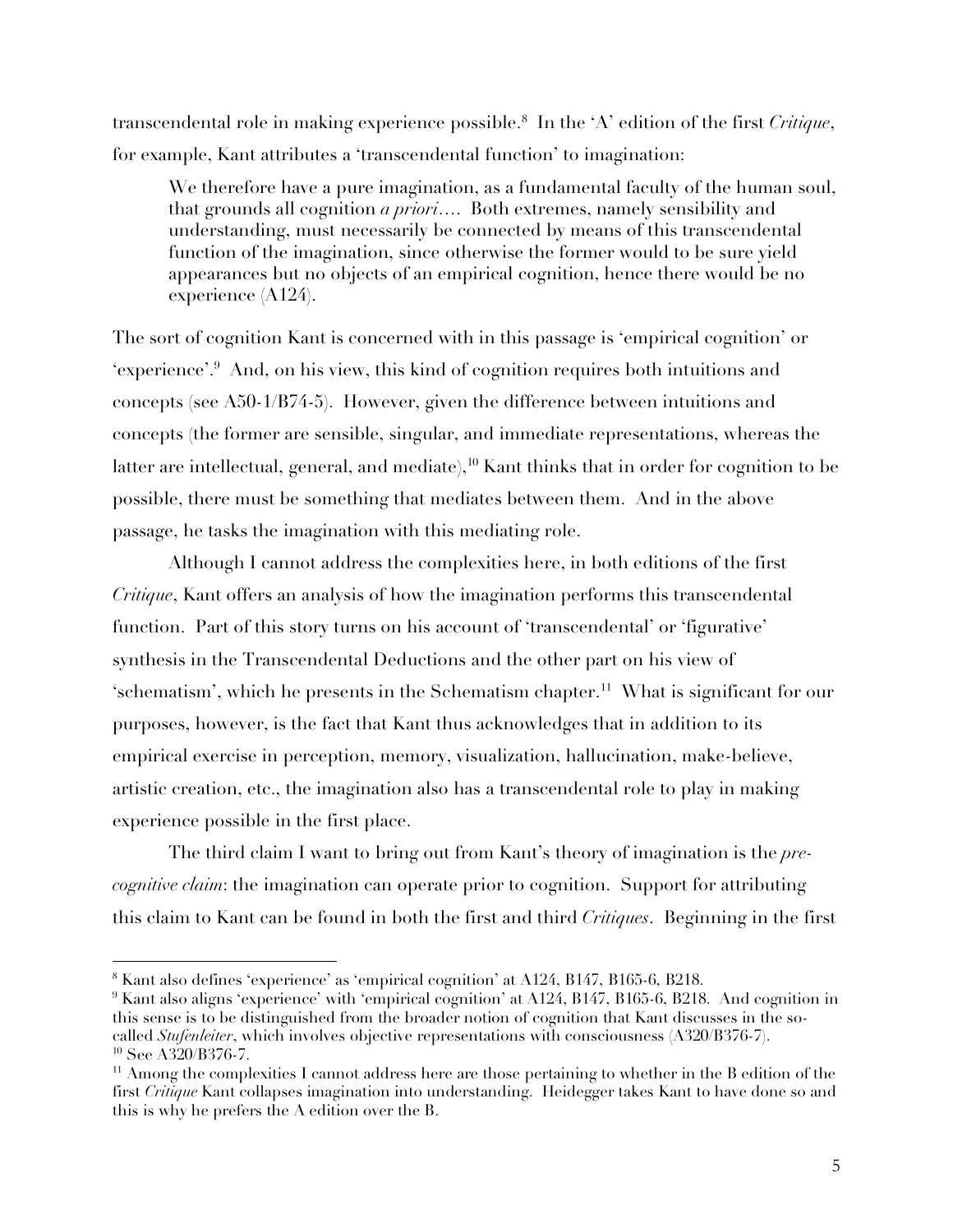transcendental role in making experience possible.[8] In the 'A' edition of the first *Critique*, for example, Kant attributes a 'transcendental function' to imagination:

> We therefore have a pure imagination, as a fundamental faculty of the human soul, that grounds all cognition *a priori*.… Both extremes, namely sensibility and understanding, must necessarily be connected by means of this transcendental function of the imagination, since otherwise the former would to be sure yield appearances but no objects of an empirical cognition, hence there would be no experience (A124).

The sort of cognition Kant is concerned with in this passage is 'empirical cognition' or 'experience'.[9] And, on his view, this kind of cognition requires both intuitions and concepts (see A50-1/B74-5). However, given the difference between intuitions and concepts (the former are sensible, singular, and immediate representations, whereas the latter are intellectual, general, and mediate),[10] Kant thinks that in order for cognition to be possible, there must be something that mediates between them. And in the above passage, he tasks the imagination with this mediating role.

Although I cannot address the complexities here, in both editions of the first *Critique*, Kant offers an analysis of how the imagination performs this transcendental function. Part of this story turns on his account of 'transcendental' or 'figurative' synthesis in the Transcendental Deductions and the other part on his view of 'schematism', which he presents in the Schematism chapter.[11] What is significant for our purposes, however, is the fact that Kant thus acknowledges that in addition to its empirical exercise in perception, memory, visualization, hallucination, make-believe, artistic creation, etc., the imagination also has a transcendental role to play in making experience possible in the first place.

The third claim I want to bring out from Kant's theory of imagination is the *pre-cognitive claim*: the imagination can operate prior to cognition. Support for attributing this claim to Kant can be found in both the first and third *Critiques*. Beginning in the first

---

[8] Kant also defines 'experience' as 'empirical cognition' at A124, B147, B165-6, B218.

[9] Kant also aligns 'experience' with 'empirical cognition' at A124, B147, B165-6, B218. And cognition in this sense is to be distinguished from the broader notion of cognition that Kant discusses in the so-called *Stufenleiter*, which involves objective representations with consciousness (A320/B376-7).

[10] See A320/B376-7.

[11] Among the complexities I cannot address here are those pertaining to whether in the B edition of the first *Critique* Kant collapses imagination into understanding. Heidegger takes Kant to have done so and this is why he prefers the A edition over the B.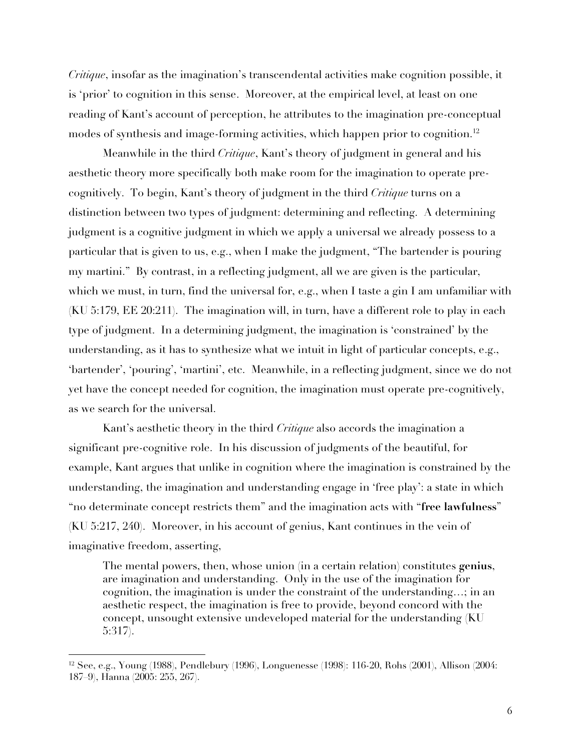*Critique*, insofar as the imagination's transcendental activities make cognition possible, it is 'prior' to cognition in this sense. Moreover, at the empirical level, at least on one reading of Kant's account of perception, he attributes to the imagination pre-conceptual modes of synthesis and image-forming activities, which happen prior to cognition.[12]

Meanwhile in the third *Critique*, Kant's theory of judgment in general and his aesthetic theory more specifically both make room for the imagination to operate pre-cognitively. To begin, Kant's theory of judgment in the third *Critique* turns on a distinction between two types of judgment: determining and reflecting. A determining judgment is a cognitive judgment in which we apply a universal we already possess to a particular that is given to us, e.g., when I make the judgment, "The bartender is pouring my martini." By contrast, in a reflecting judgment, all we are given is the particular, which we must, in turn, find the universal for, e.g., when I taste a gin I am unfamiliar with (KU 5:179, EE 20:211). The imagination will, in turn, have a different role to play in each type of judgment. In a determining judgment, the imagination is 'constrained' by the understanding, as it has to synthesize what we intuit in light of particular concepts, e.g., 'bartender', 'pouring', 'martini', etc. Meanwhile, in a reflecting judgment, since we do not yet have the concept needed for cognition, the imagination must operate pre-cognitively, as we search for the universal.

Kant's aesthetic theory in the third *Critique* also accords the imagination a significant pre-cognitive role. In his discussion of judgments of the beautiful, for example, Kant argues that unlike in cognition where the imagination is constrained by the understanding, the imagination and understanding engage in 'free play': a state in which "no determinate concept restricts them" and the imagination acts with "**free lawfulness**" (KU 5:217, 240). Moreover, in his account of genius, Kant continues in the vein of imaginative freedom, asserting,

> The mental powers, then, whose union (in a certain relation) constitutes **genius**, are imagination and understanding. Only in the use of the imagination for cognition, the imagination is under the constraint of the understanding…; in an aesthetic respect, the imagination is free to provide, beyond concord with the concept, unsought extensive undeveloped material for the understanding (KU 5:317).

---

[12] See, e.g., Young (1988), Pendlebury (1996), Longuenesse (1998): 116-20, Rohs (2001), Allison (2004: 187–9), Hanna (2005: 255, 267).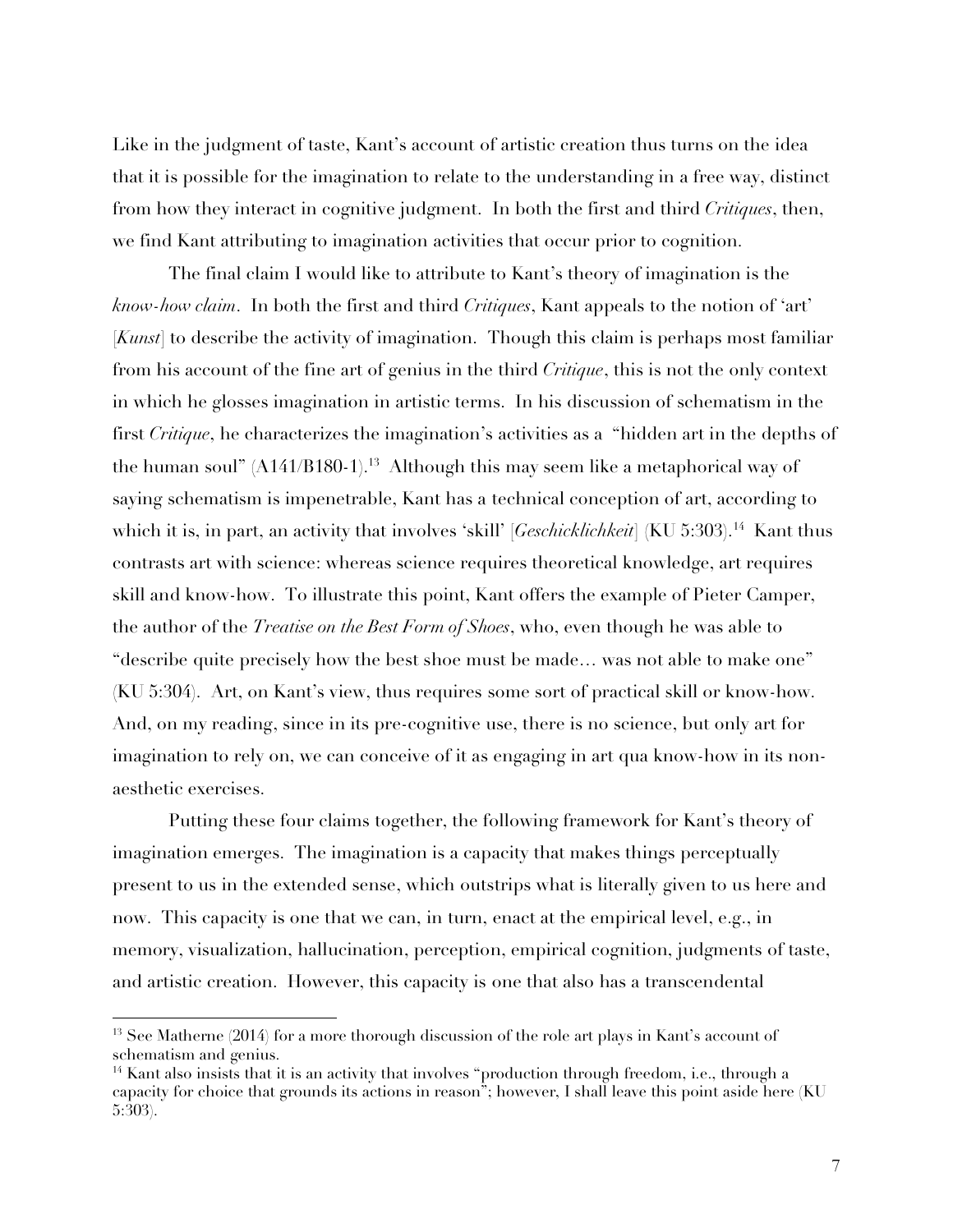Like in the judgment of taste, Kant's account of artistic creation thus turns on the idea that it is possible for the imagination to relate to the understanding in a free way, distinct from how they interact in cognitive judgment. In both the first and third *Critiques*, then, we find Kant attributing to imagination activities that occur prior to cognition.

The final claim I would like to attribute to Kant's theory of imagination is the *know-how claim*. In both the first and third *Critiques*, Kant appeals to the notion of 'art' [*Kunst*] to describe the activity of imagination. Though this claim is perhaps most familiar from his account of the fine art of genius in the third *Critique*, this is not the only context in which he glosses imagination in artistic terms. In his discussion of schematism in the first *Critique*, he characterizes the imagination's activities as a "hidden art in the depths of the human soul" (A141/B180-1).[13] Although this may seem like a metaphorical way of saying schematism is impenetrable, Kant has a technical conception of art, according to which it is, in part, an activity that involves 'skill' [*Geschicklichkeit*] (KU 5:303).[14] Kant thus contrasts art with science: whereas science requires theoretical knowledge, art requires skill and know-how. To illustrate this point, Kant offers the example of Pieter Camper, the author of the *Treatise on the Best Form of Shoes*, who, even though he was able to "describe quite precisely how the best shoe must be made… was not able to make one" (KU 5:304). Art, on Kant's view, thus requires some sort of practical skill or know-how. And, on my reading, since in its pre-cognitive use, there is no science, but only art for imagination to rely on, we can conceive of it as engaging in art qua know-how in its non-aesthetic exercises.

Putting these four claims together, the following framework for Kant's theory of imagination emerges. The imagination is a capacity that makes things perceptually present to us in the extended sense, which outstrips what is literally given to us here and now. This capacity is one that we can, in turn, enact at the empirical level, e.g., in memory, visualization, hallucination, perception, empirical cognition, judgments of taste, and artistic creation. However, this capacity is one that also has a transcendental

---

[13] See Matherne (2014) for a more thorough discussion of the role art plays in Kant's account of schematism and genius.

[14] Kant also insists that it is an activity that involves "production through freedom, i.e., through a capacity for choice that grounds its actions in reason"; however, I shall leave this point aside here (KU 5:303).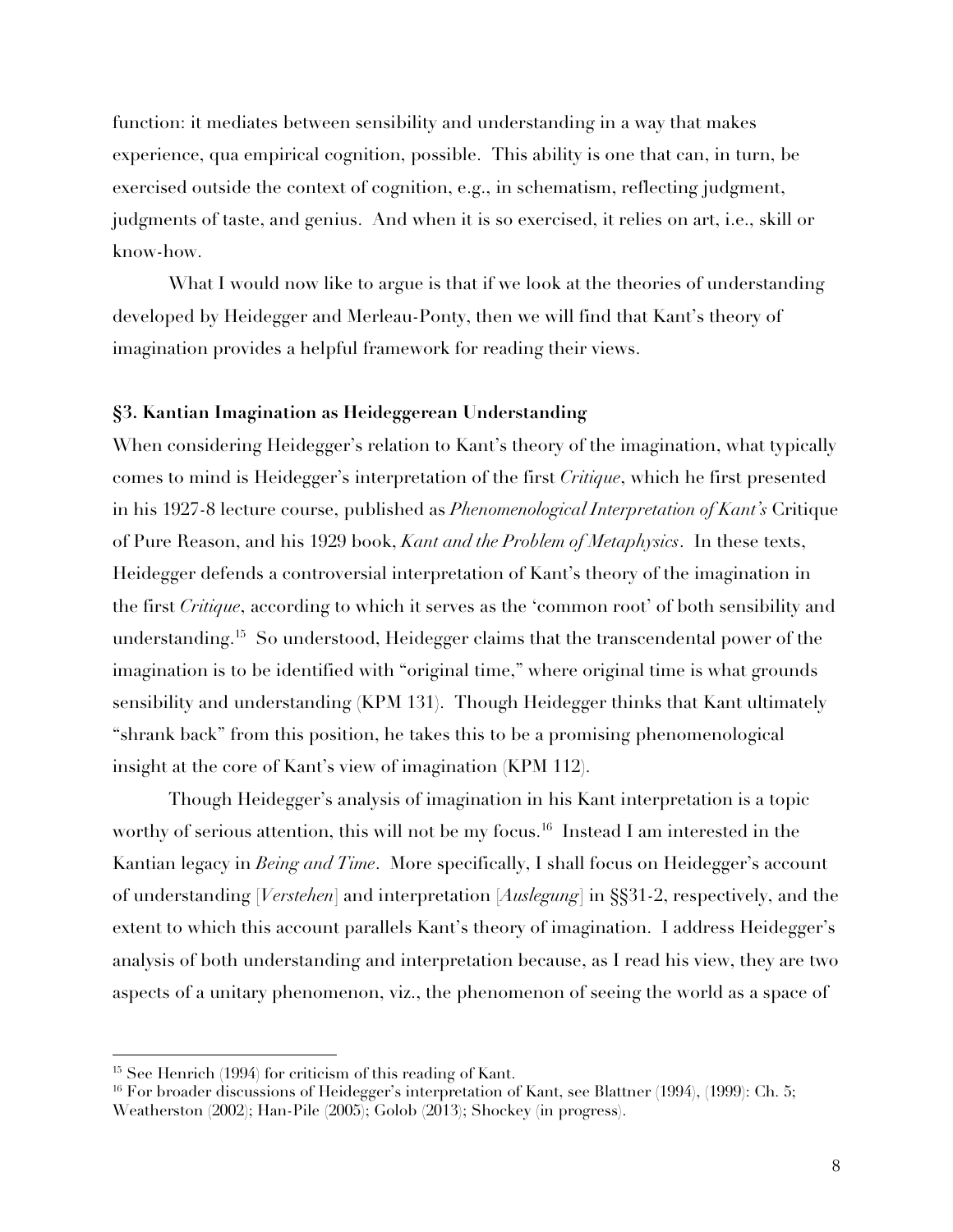function: it mediates between sensibility and understanding in a way that makes experience, qua empirical cognition, possible. This ability is one that can, in turn, be exercised outside the context of cognition, e.g., in schematism, reflecting judgment, judgments of taste, and genius. And when it is so exercised, it relies on art, i.e., skill or know-how.

What I would now like to argue is that if we look at the theories of understanding developed by Heidegger and Merleau-Ponty, then we will find that Kant's theory of imagination provides a helpful framework for reading their views.

## §3. Kantian Imagination as Heideggerean Understanding

When considering Heidegger's relation to Kant's theory of the imagination, what typically comes to mind is Heidegger's interpretation of the first *Critique*, which he first presented in his 1927-8 lecture course, published as *Phenomenological Interpretation of Kant's* Critique of Pure Reason, and his 1929 book, *Kant and the Problem of Metaphysics*. In these texts, Heidegger defends a controversial interpretation of Kant's theory of the imagination in the first *Critique*, according to which it serves as the 'common root' of both sensibility and understanding.[15] So understood, Heidegger claims that the transcendental power of the imagination is to be identified with "original time," where original time is what grounds sensibility and understanding (KPM 131). Though Heidegger thinks that Kant ultimately "shrank back" from this position, he takes this to be a promising phenomenological insight at the core of Kant's view of imagination (KPM 112).

Though Heidegger's analysis of imagination in his Kant interpretation is a topic worthy of serious attention, this will not be my focus.[16] Instead I am interested in the Kantian legacy in *Being and Time*. More specifically, I shall focus on Heidegger's account of understanding [*Verstehen*] and interpretation [*Auslegung*] in §§31-2, respectively, and the extent to which this account parallels Kant's theory of imagination. I address Heidegger's analysis of both understanding and interpretation because, as I read his view, they are two aspects of a unitary phenomenon, viz., the phenomenon of seeing the world as a space of

---

[15] See Henrich (1994) for criticism of this reading of Kant.

[16] For broader discussions of Heidegger's interpretation of Kant, see Blattner (1994), (1999): Ch. 5; Weatherston (2002); Han-Pile (2005); Golob (2013); Shockey (in progress).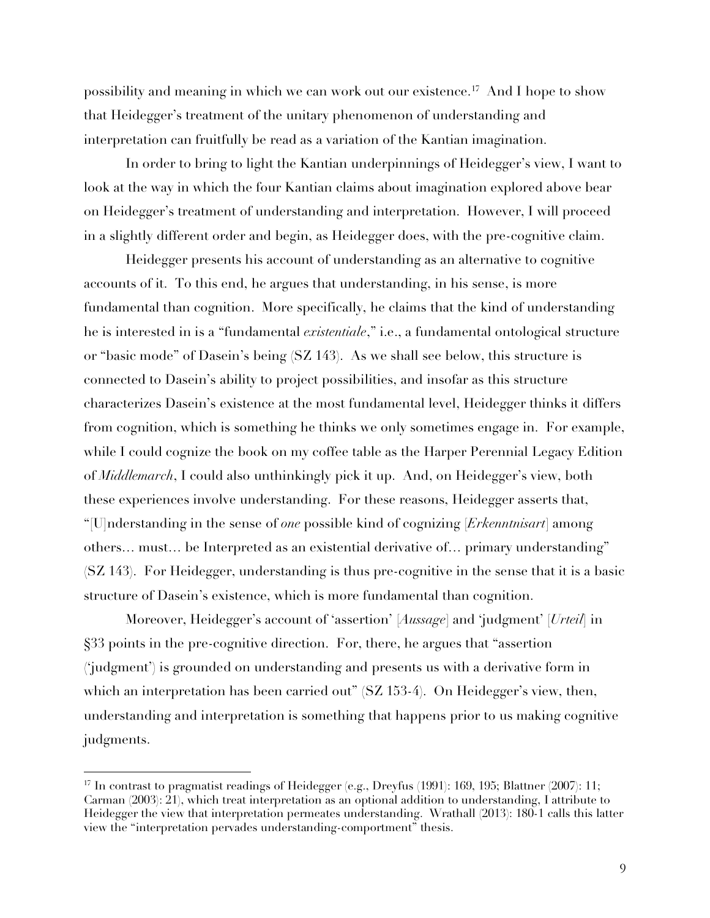possibility and meaning in which we can work out our existence.[17] And I hope to show that Heidegger's treatment of the unitary phenomenon of understanding and interpretation can fruitfully be read as a variation of the Kantian imagination.

In order to bring to light the Kantian underpinnings of Heidegger's view, I want to look at the way in which the four Kantian claims about imagination explored above bear on Heidegger's treatment of understanding and interpretation. However, I will proceed in a slightly different order and begin, as Heidegger does, with the pre-cognitive claim.

Heidegger presents his account of understanding as an alternative to cognitive accounts of it. To this end, he argues that understanding, in his sense, is more fundamental than cognition. More specifically, he claims that the kind of understanding he is interested in is a "fundamental *existentiale*," i.e., a fundamental ontological structure or "basic mode" of Dasein's being (SZ 143). As we shall see below, this structure is connected to Dasein's ability to project possibilities, and insofar as this structure characterizes Dasein's existence at the most fundamental level, Heidegger thinks it differs from cognition, which is something he thinks we only sometimes engage in. For example, while I could cognize the book on my coffee table as the Harper Perennial Legacy Edition of *Middlemarch*, I could also unthinkingly pick it up. And, on Heidegger's view, both these experiences involve understanding. For these reasons, Heidegger asserts that, "[U]nderstanding in the sense of *one* possible kind of cognizing [*Erkenntnisart*] among others… must… be Interpreted as an existential derivative of… primary understanding" (SZ 143). For Heidegger, understanding is thus pre-cognitive in the sense that it is a basic structure of Dasein's existence, which is more fundamental than cognition.

Moreover, Heidegger's account of 'assertion' [*Aussage*] and 'judgment' [*Urteil*] in §33 points in the pre-cognitive direction. For, there, he argues that "assertion ('judgment') is grounded on understanding and presents us with a derivative form in which an interpretation has been carried out" (SZ 153-4). On Heidegger's view, then, understanding and interpretation is something that happens prior to us making cognitive judgments.

---

[17] In contrast to pragmatist readings of Heidegger (e.g., Dreyfus (1991): 169, 195; Blattner (2007): 11; Carman (2003): 21), which treat interpretation as an optional addition to understanding, I attribute to Heidegger the view that interpretation permeates understanding. Wrathall (2013): 180-1 calls this latter view the "interpretation pervades understanding-comportment" thesis.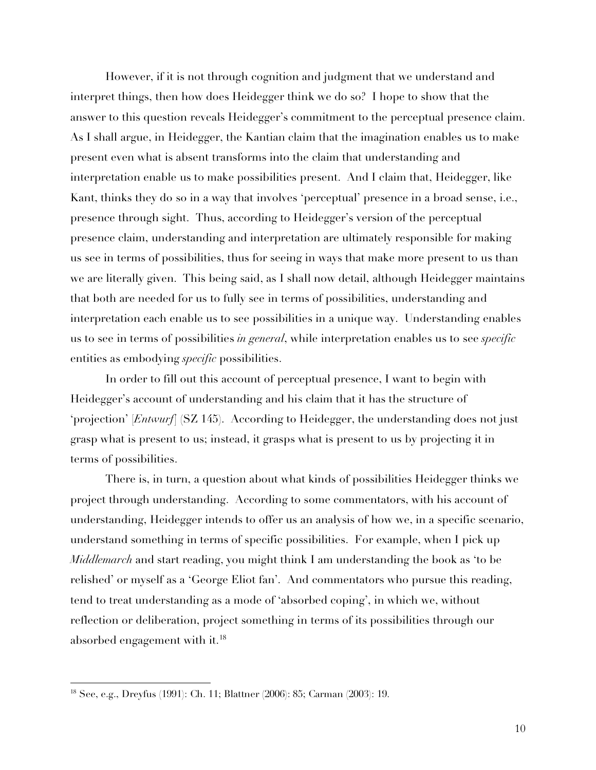However, if it is not through cognition and judgment that we understand and interpret things, then how does Heidegger think we do so? I hope to show that the answer to this question reveals Heidegger's commitment to the perceptual presence claim. As I shall argue, in Heidegger, the Kantian claim that the imagination enables us to make present even what is absent transforms into the claim that understanding and interpretation enable us to make possibilities present. And I claim that, Heidegger, like Kant, thinks they do so in a way that involves 'perceptual' presence in a broad sense, i.e., presence through sight. Thus, according to Heidegger's version of the perceptual presence claim, understanding and interpretation are ultimately responsible for making us see in terms of possibilities, thus for seeing in ways that make more present to us than we are literally given. This being said, as I shall now detail, although Heidegger maintains that both are needed for us to fully see in terms of possibilities, understanding and interpretation each enable us to see possibilities in a unique way. Understanding enables us to see in terms of possibilities *in general*, while interpretation enables us to see *specific* entities as embodying *specific* possibilities.

In order to fill out this account of perceptual presence, I want to begin with Heidegger's account of understanding and his claim that it has the structure of 'projection' [*Entwurf*] (SZ 145). According to Heidegger, the understanding does not just grasp what is present to us; instead, it grasps what is present to us by projecting it in terms of possibilities.

There is, in turn, a question about what kinds of possibilities Heidegger thinks we project through understanding. According to some commentators, with his account of understanding, Heidegger intends to offer us an analysis of how we, in a specific scenario, understand something in terms of specific possibilities. For example, when I pick up *Middlemarch* and start reading, you might think I am understanding the book as 'to be relished' or myself as a 'George Eliot fan'. And commentators who pursue this reading, tend to treat understanding as a mode of 'absorbed coping', in which we, without reflection or deliberation, project something in terms of its possibilities through our absorbed engagement with it.[18]

---

[18] See, e.g., Dreyfus (1991): Ch. 11; Blattner (2006): 85; Carman (2003): 19.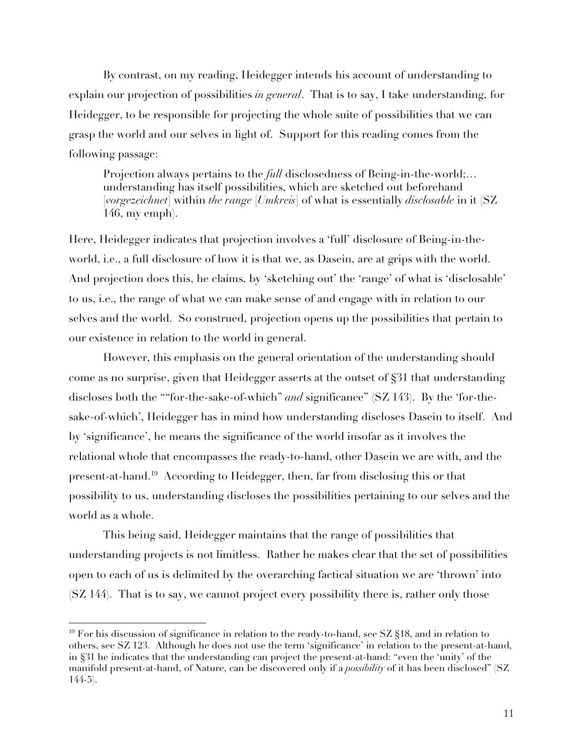By contrast, on my reading, Heidegger intends his account of understanding to explain our projection of possibilities *in general*. That is to say, I take understanding, for Heidegger, to be responsible for projecting the whole suite of possibilities that we can grasp the world and our selves in light of. Support for this reading comes from the following passage:

> Projection always pertains to the *full* disclosedness of Being-in-the-world;… understanding has itself possibilities, which are sketched out beforehand [*vorgezeichnet*] within *the range* [*Umkreis*] of what is essentially *disclosable* in it (SZ 146, my emph).

Here, Heidegger indicates that projection involves a 'full' disclosure of Being-in-the-world, i.e., a full disclosure of how it is that we, as Dasein, are at grips with the world. And projection does this, he claims, by 'sketching out' the 'range' of what is 'disclosable' to us, i.e., the range of what we can make sense of and engage with in relation to our selves and the world. So construed, projection opens up the possibilities that pertain to our existence in relation to the world in general.

However, this emphasis on the general orientation of the understanding should come as no surprise, given that Heidegger asserts at the outset of §31 that understanding discloses both the ""for-the-sake-of-which" *and* significance" (SZ 143). By the 'for-the-sake-of-which', Heidegger has in mind how understanding discloses Dasein to itself. And by 'significance', he means the significance of the world insofar as it involves the relational whole that encompasses the ready-to-hand, other Dasein we are with, and the present-at-hand.[19] According to Heidegger, then, far from disclosing this or that possibility to us, understanding discloses the possibilities pertaining to our selves and the world as a whole.

This being said, Heidegger maintains that the range of possibilities that understanding projects is not limitless. Rather he makes clear that the set of possibilities open to each of us is delimited by the overarching factical situation we are 'thrown' into (SZ 144). That is to say, we cannot project every possibility there is, rather only those

---

[19] For his discussion of significance in relation to the ready-to-hand, see SZ §18, and in relation to others, see SZ 123. Although he does not use the term 'significance' in relation to the present-at-hand, in §31 he indicates that the understanding can project the present-at-hand: "even the 'unity' of the manifold present-at-hand, of Nature, can be discovered only if a *possibility* of it has been disclosed" (SZ 144-5).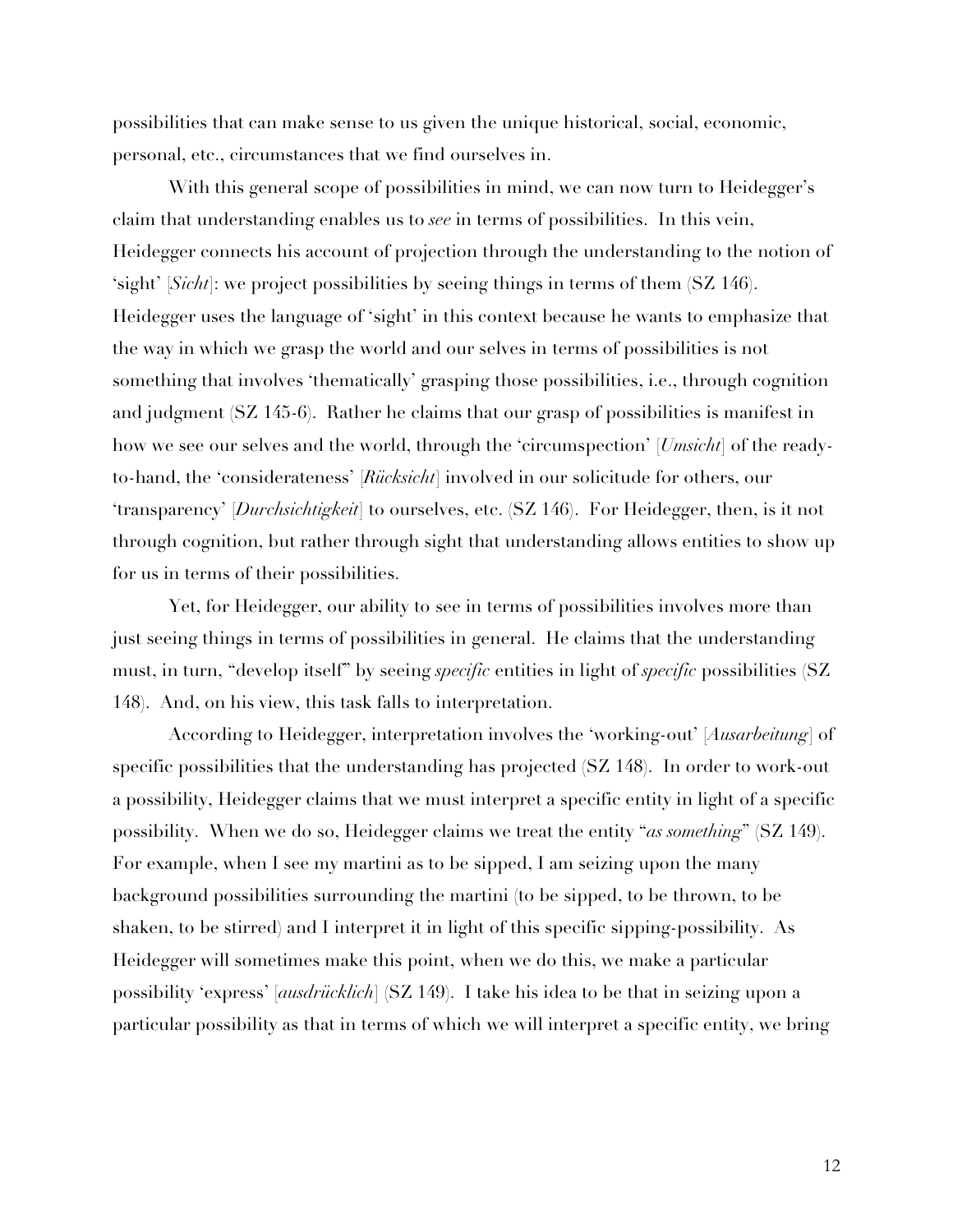possibilities that can make sense to us given the unique historical, social, economic, personal, etc., circumstances that we find ourselves in.

With this general scope of possibilities in mind, we can now turn to Heidegger's claim that understanding enables us to *see* in terms of possibilities. In this vein, Heidegger connects his account of projection through the understanding to the notion of 'sight' [*Sicht*]: we project possibilities by seeing things in terms of them (SZ 146). Heidegger uses the language of 'sight' in this context because he wants to emphasize that the way in which we grasp the world and our selves in terms of possibilities is not something that involves 'thematically' grasping those possibilities, i.e., through cognition and judgment (SZ 145-6). Rather he claims that our grasp of possibilities is manifest in how we see our selves and the world, through the 'circumspection' [*Umsicht*] of the ready-to-hand, the 'considerateness' [*Rücksicht*] involved in our solicitude for others, our 'transparency' [*Durchsichtigkeit*] to ourselves, etc. (SZ 146). For Heidegger, then, is it not through cognition, but rather through sight that understanding allows entities to show up for us in terms of their possibilities.

Yet, for Heidegger, our ability to see in terms of possibilities involves more than just seeing things in terms of possibilities in general. He claims that the understanding must, in turn, "develop itself" by seeing *specific* entities in light of *specific* possibilities (SZ 148). And, on his view, this task falls to interpretation.

According to Heidegger, interpretation involves the 'working-out' [*Ausarbeitung*] of specific possibilities that the understanding has projected (SZ 148). In order to work-out a possibility, Heidegger claims that we must interpret a specific entity in light of a specific possibility. When we do so, Heidegger claims we treat the entity "*as something*" (SZ 149). For example, when I see my martini as to be sipped, I am seizing upon the many background possibilities surrounding the martini (to be sipped, to be thrown, to be shaken, to be stirred) and I interpret it in light of this specific sipping-possibility. As Heidegger will sometimes make this point, when we do this, we make a particular possibility 'express' [*ausdrücklich*] (SZ 149). I take his idea to be that in seizing upon a particular possibility as that in terms of which we will interpret a specific entity, we bring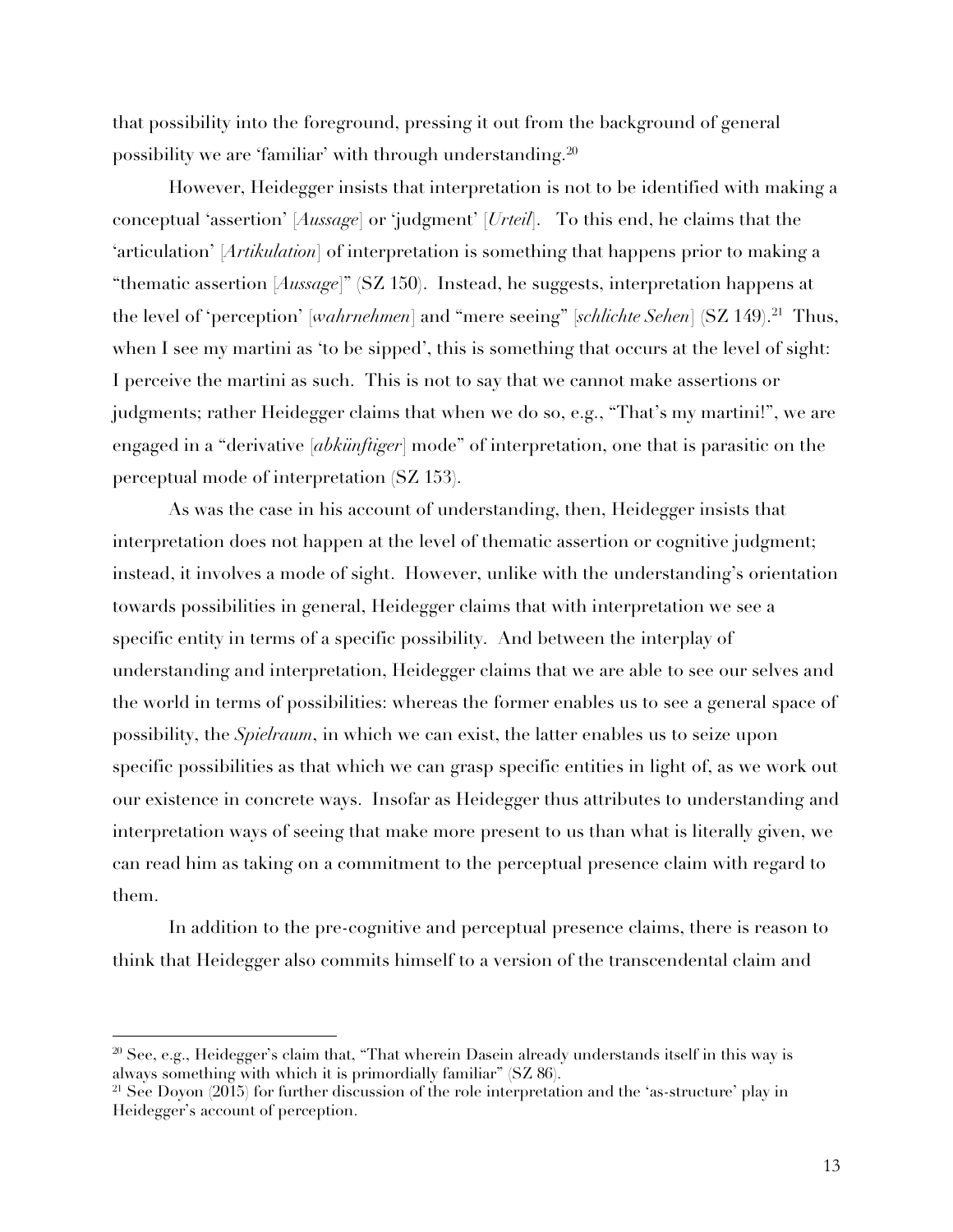that possibility into the foreground, pressing it out from the background of general possibility we are 'familiar' with through understanding.[20]

However, Heidegger insists that interpretation is not to be identified with making a conceptual 'assertion' [*Aussage*] or 'judgment' [*Urteil*]. To this end, he claims that the 'articulation' [*Artikulation*] of interpretation is something that happens prior to making a "thematic assertion [*Aussage*]" (SZ 150). Instead, he suggests, interpretation happens at the level of 'perception' [*wahrnehmen*] and "mere seeing" [*schlichte Sehen*] (SZ 149).[21] Thus, when I see my martini as 'to be sipped', this is something that occurs at the level of sight: I perceive the martini as such. This is not to say that we cannot make assertions or judgments; rather Heidegger claims that when we do so, e.g., "That's my martini!", we are engaged in a "derivative [*abkünftiger*] mode" of interpretation, one that is parasitic on the perceptual mode of interpretation (SZ 153).

As was the case in his account of understanding, then, Heidegger insists that interpretation does not happen at the level of thematic assertion or cognitive judgment; instead, it involves a mode of sight. However, unlike with the understanding's orientation towards possibilities in general, Heidegger claims that with interpretation we see a specific entity in terms of a specific possibility. And between the interplay of understanding and interpretation, Heidegger claims that we are able to see our selves and the world in terms of possibilities: whereas the former enables us to see a general space of possibility, the *Spielraum*, in which we can exist, the latter enables us to seize upon specific possibilities as that which we can grasp specific entities in light of, as we work out our existence in concrete ways. Insofar as Heidegger thus attributes to understanding and interpretation ways of seeing that make more present to us than what is literally given, we can read him as taking on a commitment to the perceptual presence claim with regard to them.

In addition to the pre-cognitive and perceptual presence claims, there is reason to think that Heidegger also commits himself to a version of the transcendental claim and

---

[20] See, e.g., Heidegger's claim that, "That wherein Dasein already understands itself in this way is always something with which it is primordially familiar" (SZ 86).

[21] See Doyon (2015) for further discussion of the role interpretation and the 'as-structure' play in Heidegger's account of perception.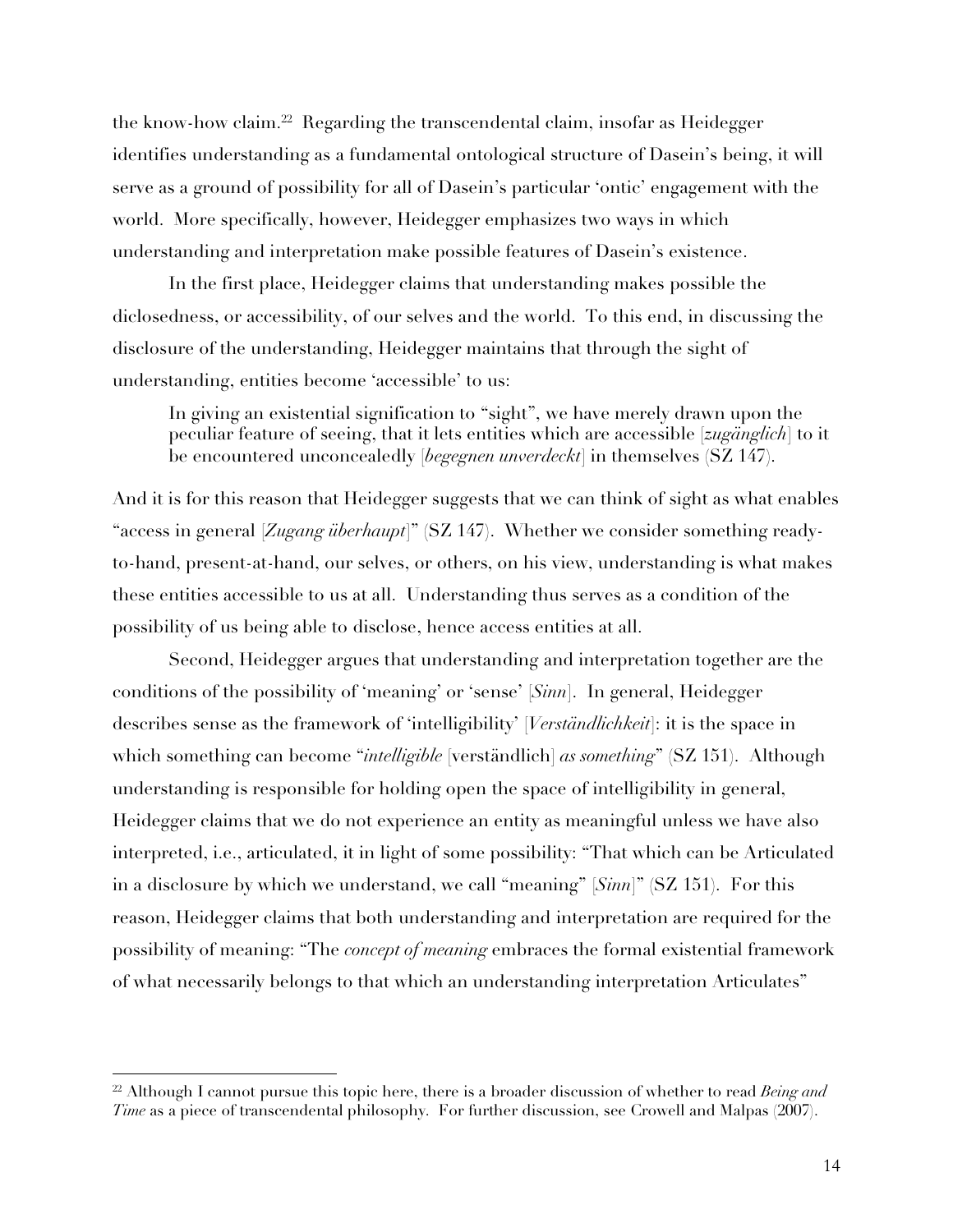the know-how claim.[22] Regarding the transcendental claim, insofar as Heidegger identifies understanding as a fundamental ontological structure of Dasein's being, it will serve as a ground of possibility for all of Dasein's particular 'ontic' engagement with the world. More specifically, however, Heidegger emphasizes two ways in which understanding and interpretation make possible features of Dasein's existence.

In the first place, Heidegger claims that understanding makes possible the diclosedness, or accessibility, of our selves and the world. To this end, in discussing the disclosure of the understanding, Heidegger maintains that through the sight of understanding, entities become 'accessible' to us:

> In giving an existential signification to "sight", we have merely drawn upon the peculiar feature of seeing, that it lets entities which are accessible [*zugänglich*] to it be encountered unconcealedly [*begegnen unverdeckt*] in themselves (SZ 147).

And it is for this reason that Heidegger suggests that we can think of sight as what enables "access in general [*Zugang überhaupt*]" (SZ 147). Whether we consider something ready-to-hand, present-at-hand, our selves, or others, on his view, understanding is what makes these entities accessible to us at all. Understanding thus serves as a condition of the possibility of us being able to disclose, hence access entities at all.

Second, Heidegger argues that understanding and interpretation together are the conditions of the possibility of 'meaning' or 'sense' [*Sinn*]. In general, Heidegger describes sense as the framework of 'intelligibility' [*Verständlichkeit*]: it is the space in which something can become "*intelligible* [verständlich] *as something*" (SZ 151). Although understanding is responsible for holding open the space of intelligibility in general, Heidegger claims that we do not experience an entity as meaningful unless we have also interpreted, i.e., articulated, it in light of some possibility: "That which can be Articulated in a disclosure by which we understand, we call "meaning" [*Sinn*]" (SZ 151). For this reason, Heidegger claims that both understanding and interpretation are required for the possibility of meaning: "The *concept of meaning* embraces the formal existential framework of what necessarily belongs to that which an understanding interpretation Articulates"

---

[22] Although I cannot pursue this topic here, there is a broader discussion of whether to read *Being and Time* as a piece of transcendental philosophy. For further discussion, see Crowell and Malpas (2007).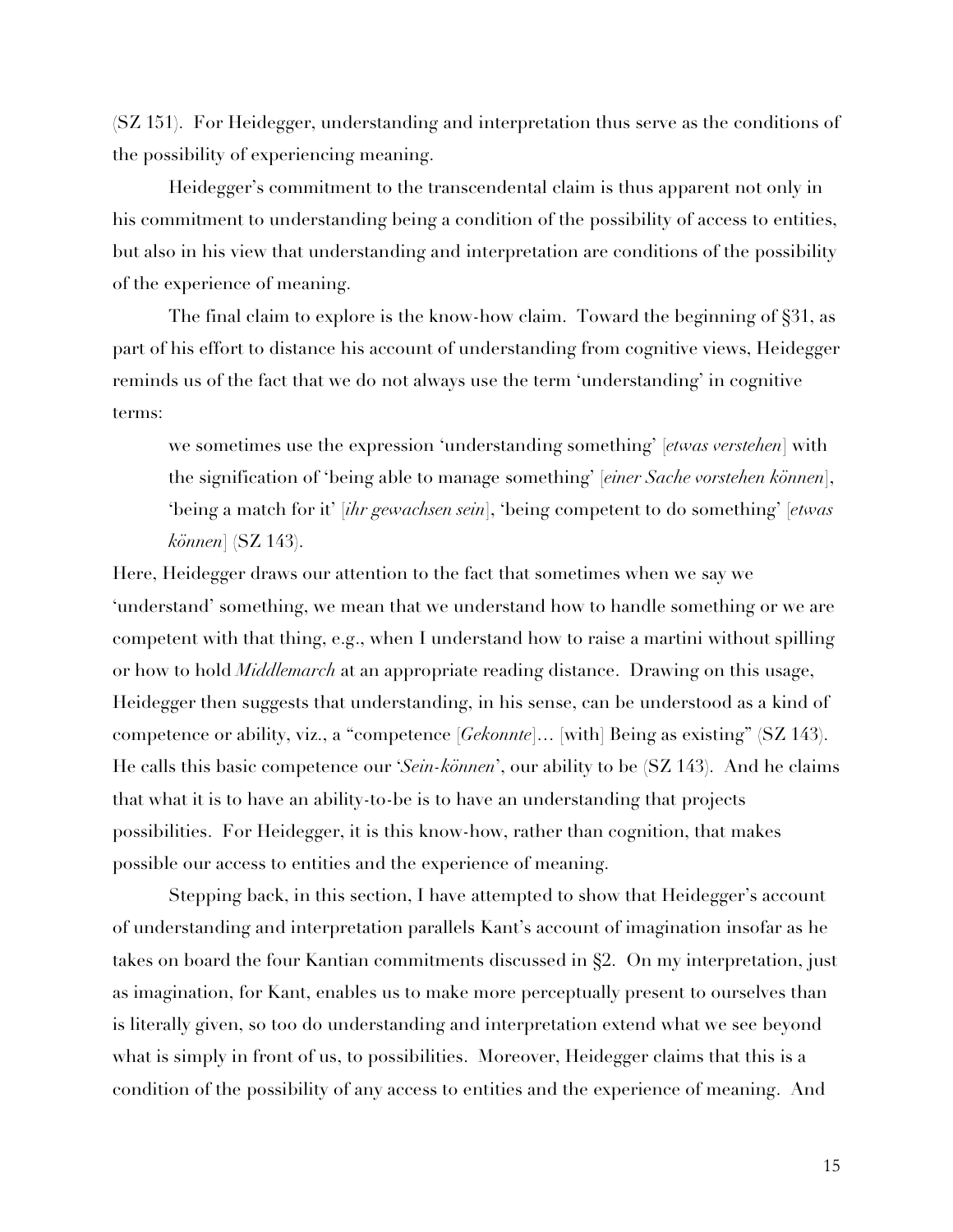(SZ 151). For Heidegger, understanding and interpretation thus serve as the conditions of the possibility of experiencing meaning.

Heidegger's commitment to the transcendental claim is thus apparent not only in his commitment to understanding being a condition of the possibility of access to entities, but also in his view that understanding and interpretation are conditions of the possibility of the experience of meaning.

The final claim to explore is the know-how claim. Toward the beginning of §31, as part of his effort to distance his account of understanding from cognitive views, Heidegger reminds us of the fact that we do not always use the term 'understanding' in cognitive terms:

> we sometimes use the expression 'understanding something' [*etwas verstehen*] with the signification of 'being able to manage something' [*einer Sache vorstehen können*], 'being a match for it' [*ihr gewachsen sein*], 'being competent to do something' [*etwas können*] (SZ 143).

Here, Heidegger draws our attention to the fact that sometimes when we say we 'understand' something, we mean that we understand how to handle something or we are competent with that thing, e.g., when I understand how to raise a martini without spilling or how to hold *Middlemarch* at an appropriate reading distance. Drawing on this usage, Heidegger then suggests that understanding, in his sense, can be understood as a kind of competence or ability, viz., a "competence [*Gekonnte*]… [with] Being as existing" (SZ 143). He calls this basic competence our '*Sein-können*', our ability to be (SZ 143). And he claims that what it is to have an ability-to-be is to have an understanding that projects possibilities. For Heidegger, it is this know-how, rather than cognition, that makes possible our access to entities and the experience of meaning.

Stepping back, in this section, I have attempted to show that Heidegger's account of understanding and interpretation parallels Kant's account of imagination insofar as he takes on board the four Kantian commitments discussed in §2. On my interpretation, just as imagination, for Kant, enables us to make more perceptually present to ourselves than is literally given, so too do understanding and interpretation extend what we see beyond what is simply in front of us, to possibilities. Moreover, Heidegger claims that this is a condition of the possibility of any access to entities and the experience of meaning. And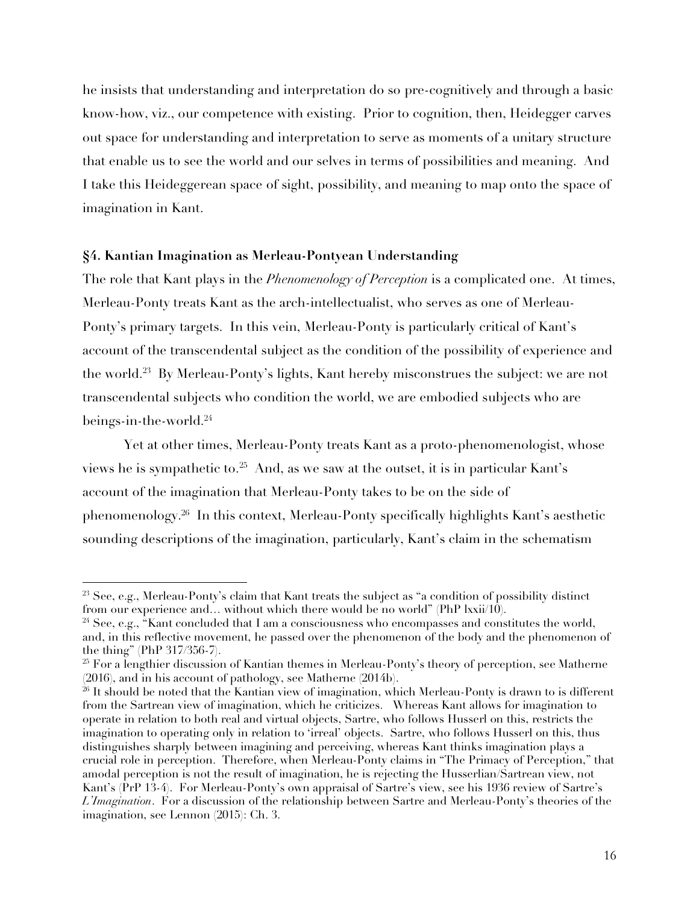he insists that understanding and interpretation do so pre-cognitively and through a basic know-how, viz., our competence with existing. Prior to cognition, then, Heidegger carves out space for understanding and interpretation to serve as moments of a unitary structure that enable us to see the world and our selves in terms of possibilities and meaning. And I take this Heideggerean space of sight, possibility, and meaning to map onto the space of imagination in Kant.

### §4. Kantian Imagination as Merleau-Pontyean Understanding

The role that Kant plays in the *Phenomenology of Perception* is a complicated one. At times, Merleau-Ponty treats Kant as the arch-intellectualist, who serves as one of Merleau-Ponty's primary targets. In this vein, Merleau-Ponty is particularly critical of Kant's account of the transcendental subject as the condition of the possibility of experience and the world.[23] By Merleau-Ponty's lights, Kant hereby misconstrues the subject: we are not transcendental subjects who condition the world, we are embodied subjects who are beings-in-the-world.[24]

Yet at other times, Merleau-Ponty treats Kant as a proto-phenomenologist, whose views he is sympathetic to.[25] And, as we saw at the outset, it is in particular Kant's account of the imagination that Merleau-Ponty takes to be on the side of phenomenology.[26] In this context, Merleau-Ponty specifically highlights Kant's aesthetic sounding descriptions of the imagination, particularly, Kant's claim in the schematism

---

[23] See, e.g., Merleau-Ponty's claim that Kant treats the subject as "a condition of possibility distinct from our experience and… without which there would be no world" (PhP lxxii/10).

[24] See, e.g., "Kant concluded that I am a consciousness who encompasses and constitutes the world, and, in this reflective movement, he passed over the phenomenon of the body and the phenomenon of the thing" (PhP 317/356-7).

[25] For a lengthier discussion of Kantian themes in Merleau-Ponty's theory of perception, see Matherne (2016), and in his account of pathology, see Matherne (2014b).

[26] It should be noted that the Kantian view of imagination, which Merleau-Ponty is drawn to is different from the Sartrean view of imagination, which he criticizes. Whereas Kant allows for imagination to operate in relation to both real and virtual objects, Sartre, who follows Husserl on this, restricts the imagination to operating only in relation to 'irreal' objects. Sartre, who follows Husserl on this, thus distinguishes sharply between imagining and perceiving, whereas Kant thinks imagination plays a crucial role in perception. Therefore, when Merleau-Ponty claims in "The Primacy of Perception," that amodal perception is not the result of imagination, he is rejecting the Husserlian/Sartrean view, not Kant's (PrP 13-4). For Merleau-Ponty's own appraisal of Sartre's view, see his 1936 review of Sartre's *L'Imagination*. For a discussion of the relationship between Sartre and Merleau-Ponty's theories of the imagination, see Lennon (2015): Ch. 3.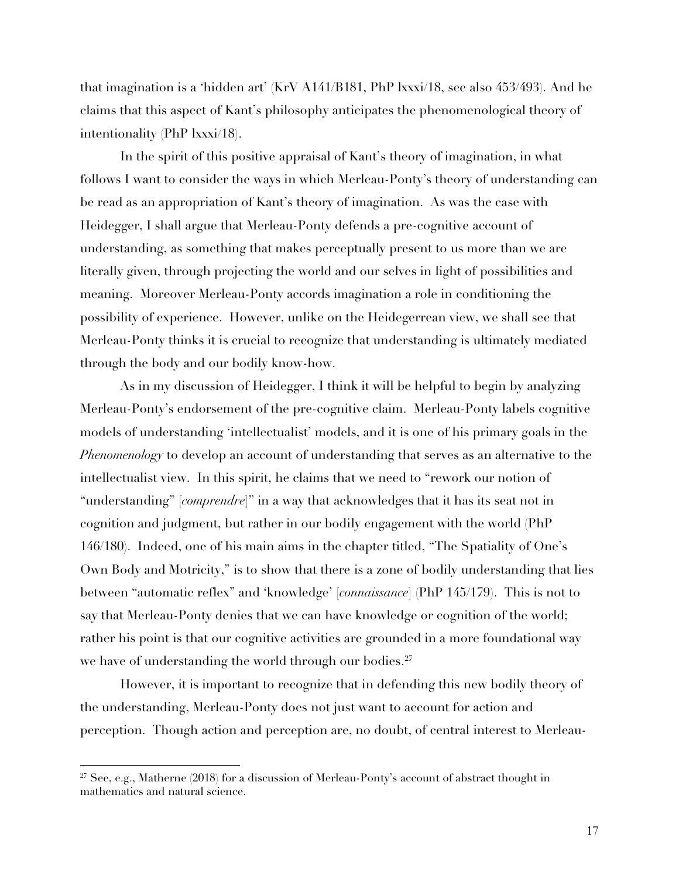that imagination is a 'hidden art' (KrV A141/B181, PhP lxxxi/18, see also 453/493). And he claims that this aspect of Kant's philosophy anticipates the phenomenological theory of intentionality (PhP lxxxi/18).

In the spirit of this positive appraisal of Kant's theory of imagination, in what follows I want to consider the ways in which Merleau-Ponty's theory of understanding can be read as an appropriation of Kant's theory of imagination. As was the case with Heidegger, I shall argue that Merleau-Ponty defends a pre-cognitive account of understanding, as something that makes perceptually present to us more than we are literally given, through projecting the world and our selves in light of possibilities and meaning. Moreover Merleau-Ponty accords imagination a role in conditioning the possibility of experience. However, unlike on the Heidegerrean view, we shall see that Merleau-Ponty thinks it is crucial to recognize that understanding is ultimately mediated through the body and our bodily know-how.

As in my discussion of Heidegger, I think it will be helpful to begin by analyzing Merleau-Ponty's endorsement of the pre-cognitive claim. Merleau-Ponty labels cognitive models of understanding 'intellectualist' models, and it is one of his primary goals in the *Phenomenology* to develop an account of understanding that serves as an alternative to the intellectualist view. In this spirit, he claims that we need to "rework our notion of "understanding" [*comprendre*]" in a way that acknowledges that it has its seat not in cognition and judgment, but rather in our bodily engagement with the world (PhP 146/180). Indeed, one of his main aims in the chapter titled, "The Spatiality of One's Own Body and Motricity," is to show that there is a zone of bodily understanding that lies between "automatic reflex" and 'knowledge' [*connaissance*] (PhP 145/179). This is not to say that Merleau-Ponty denies that we can have knowledge or cognition of the world; rather his point is that our cognitive activities are grounded in a more foundational way we have of understanding the world through our bodies.[27]

However, it is important to recognize that in defending this new bodily theory of the understanding, Merleau-Ponty does not just want to account for action and perception. Though action and perception are, no doubt, of central interest to Merleau-

[27] See, e.g., Matherne (2018) for a discussion of Merleau-Ponty's account of abstract thought in mathematics and natural science.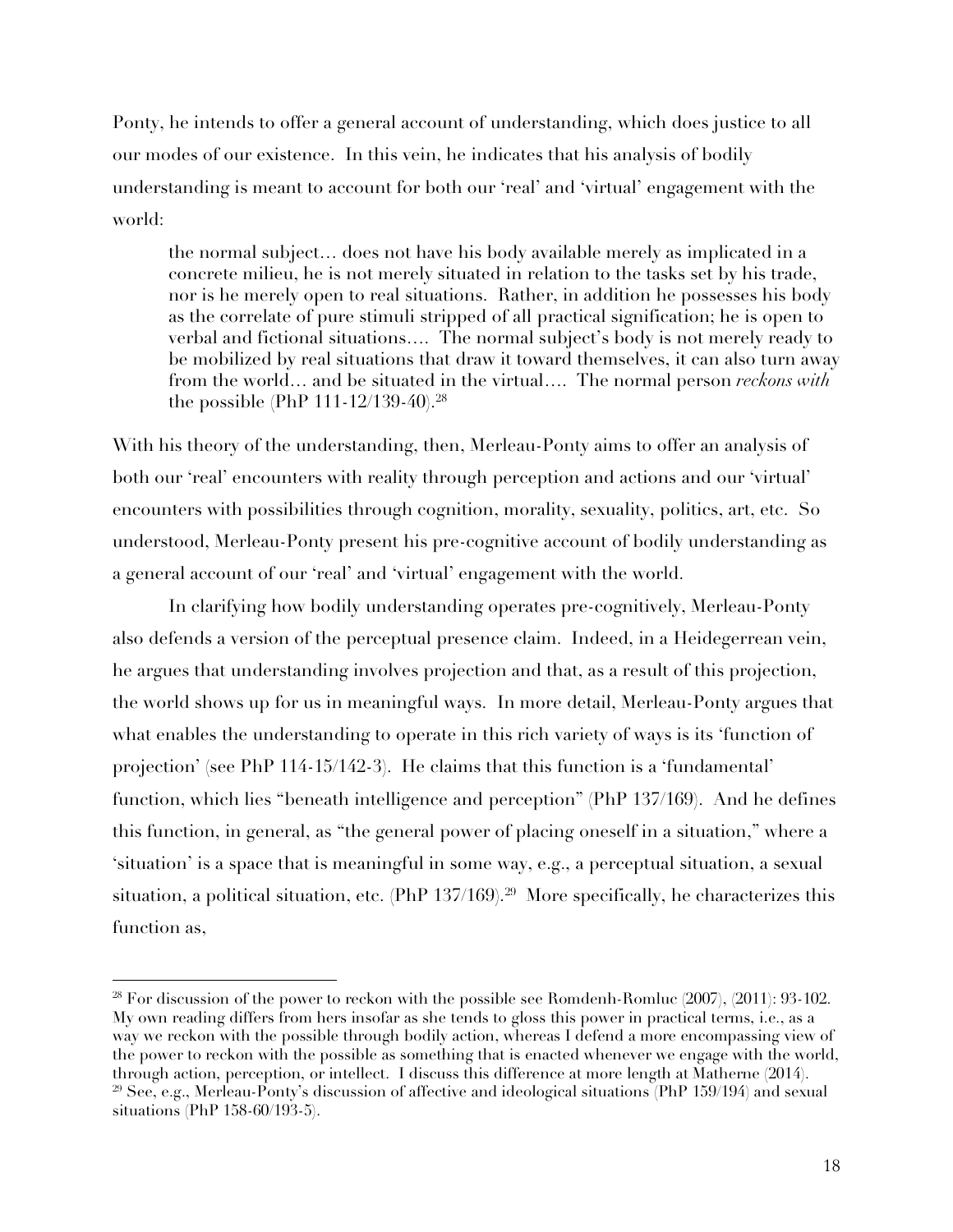Ponty, he intends to offer a general account of understanding, which does justice to all our modes of our existence. In this vein, he indicates that his analysis of bodily understanding is meant to account for both our 'real' and 'virtual' engagement with the world:

> the normal subject… does not have his body available merely as implicated in a concrete milieu, he is not merely situated in relation to the tasks set by his trade, nor is he merely open to real situations. Rather, in addition he possesses his body as the correlate of pure stimuli stripped of all practical signification; he is open to verbal and fictional situations…. The normal subject's body is not merely ready to be mobilized by real situations that draw it toward themselves, it can also turn away from the world… and be situated in the virtual…. The normal person *reckons with* the possible (PhP 111-12/139-40).[28]

With his theory of the understanding, then, Merleau-Ponty aims to offer an analysis of both our 'real' encounters with reality through perception and actions and our 'virtual' encounters with possibilities through cognition, morality, sexuality, politics, art, etc. So understood, Merleau-Ponty present his pre-cognitive account of bodily understanding as a general account of our 'real' and 'virtual' engagement with the world.

In clarifying how bodily understanding operates pre-cognitively, Merleau-Ponty also defends a version of the perceptual presence claim. Indeed, in a Heidegerrean vein, he argues that understanding involves projection and that, as a result of this projection, the world shows up for us in meaningful ways. In more detail, Merleau-Ponty argues that what enables the understanding to operate in this rich variety of ways is its 'function of projection' (see PhP 114-15/142-3). He claims that this function is a 'fundamental' function, which lies "beneath intelligence and perception" (PhP 137/169). And he defines this function, in general, as "the general power of placing oneself in a situation," where a 'situation' is a space that is meaningful in some way, e.g., a perceptual situation, a sexual situation, a political situation, etc. (PhP 137/169).[29] More specifically, he characterizes this function as,

---

[28] For discussion of the power to reckon with the possible see Romdenh-Romluc (2007), (2011): 93-102. My own reading differs from hers insofar as she tends to gloss this power in practical terms, i.e., as a way we reckon with the possible through bodily action, whereas I defend a more encompassing view of the power to reckon with the possible as something that is enacted whenever we engage with the world, through action, perception, or intellect. I discuss this difference at more length at Matherne (2014).

[29] See, e.g., Merleau-Ponty's discussion of affective and ideological situations (PhP 159/194) and sexual situations (PhP 158-60/193-5).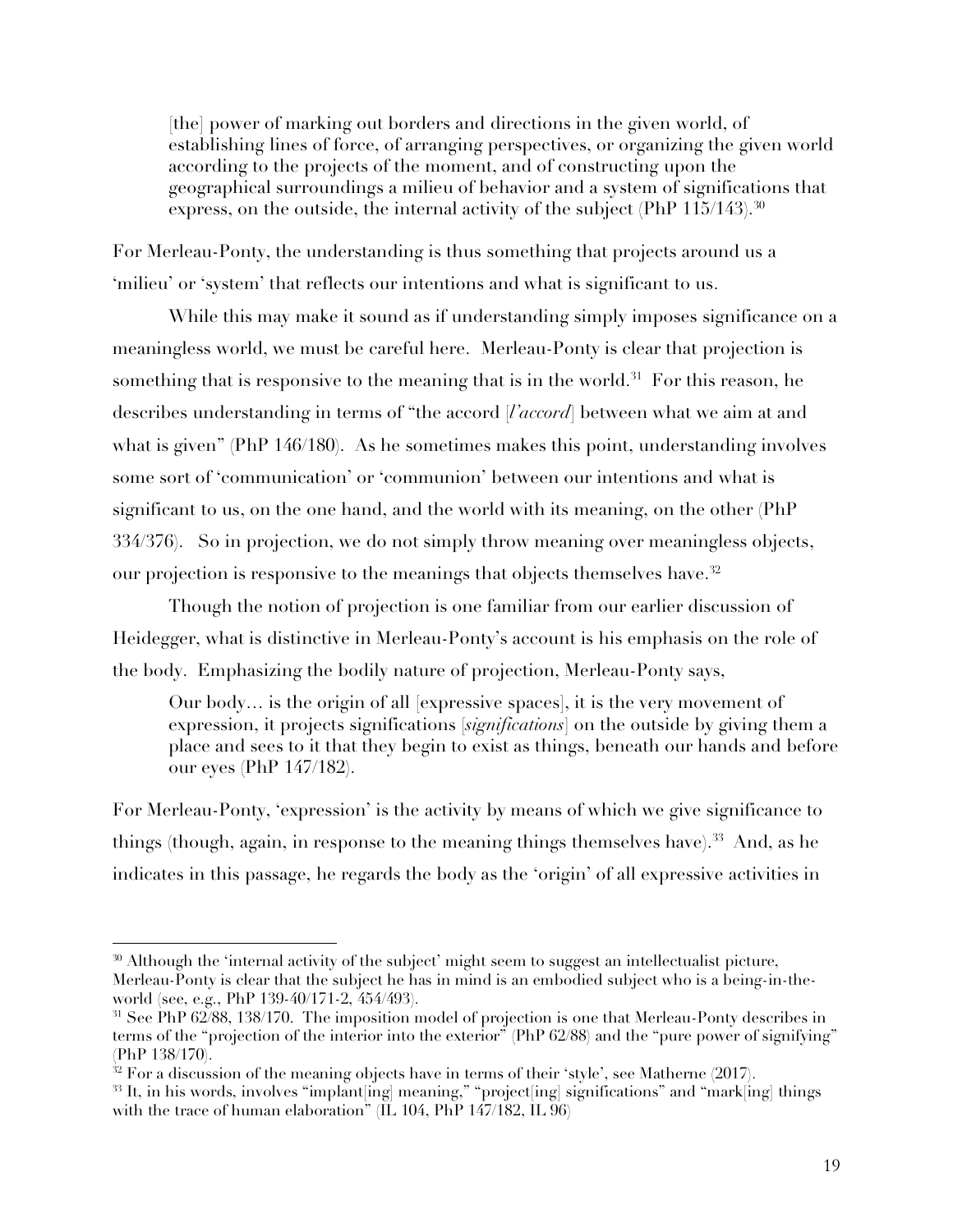> [the] power of marking out borders and directions in the given world, of establishing lines of force, of arranging perspectives, or organizing the given world according to the projects of the moment, and of constructing upon the geographical surroundings a milieu of behavior and a system of significations that express, on the outside, the internal activity of the subject (PhP 115/143).[30]

For Merleau-Ponty, the understanding is thus something that projects around us a 'milieu' or 'system' that reflects our intentions and what is significant to us.

While this may make it sound as if understanding simply imposes significance on a meaningless world, we must be careful here. Merleau-Ponty is clear that projection is something that is responsive to the meaning that is in the world.[31] For this reason, he describes understanding in terms of "the accord [*l'accord*] between what we aim at and what is given" (PhP 146/180). As he sometimes makes this point, understanding involves some sort of 'communication' or 'communion' between our intentions and what is significant to us, on the one hand, and the world with its meaning, on the other (PhP 334/376). So in projection, we do not simply throw meaning over meaningless objects, our projection is responsive to the meanings that objects themselves have.[32]

Though the notion of projection is one familiar from our earlier discussion of Heidegger, what is distinctive in Merleau-Ponty's account is his emphasis on the role of the body. Emphasizing the bodily nature of projection, Merleau-Ponty says,

> Our body… is the origin of all [expressive spaces], it is the very movement of expression, it projects significations [*significations*] on the outside by giving them a place and sees to it that they begin to exist as things, beneath our hands and before our eyes (PhP 147/182).

For Merleau-Ponty, 'expression' is the activity by means of which we give significance to things (though, again, in response to the meaning things themselves have).[33] And, as he indicates in this passage, he regards the body as the 'origin' of all expressive activities in

---

[30] Although the 'internal activity of the subject' might seem to suggest an intellectualist picture, Merleau-Ponty is clear that the subject he has in mind is an embodied subject who is a being-in-the-world (see, e.g., PhP 139-40/171-2, 454/493).

[31] See PhP 62/88, 138/170. The imposition model of projection is one that Merleau-Ponty describes in terms of the "projection of the interior into the exterior" (PhP 62/88) and the "pure power of signifying" (PhP 138/170).

[32] For a discussion of the meaning objects have in terms of their 'style', see Matherne (2017).

[33] It, in his words, involves "implant[ing] meaning," "project[ing] significations" and "mark[ing] things with the trace of human elaboration" (IL 104, PhP 147/182, IL 96)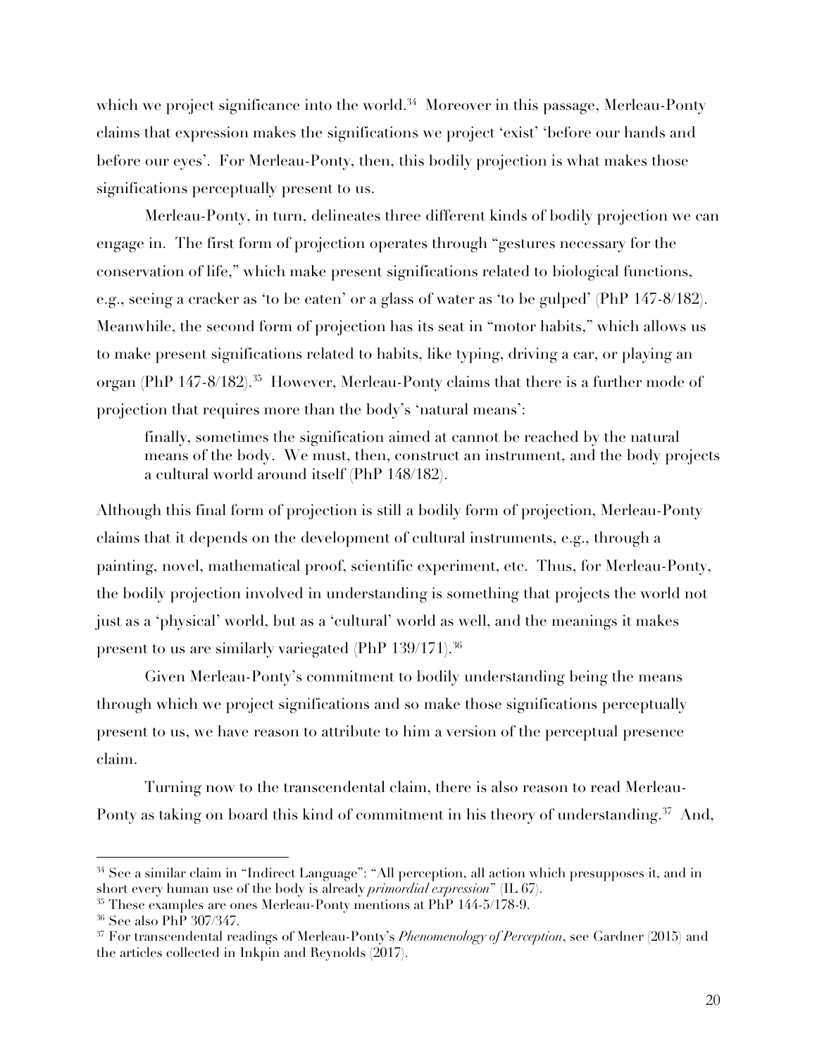which we project significance into the world.[34] Moreover in this passage, Merleau-Ponty claims that expression makes the significations we project 'exist' 'before our hands and before our eyes'. For Merleau-Ponty, then, this bodily projection is what makes those significations perceptually present to us.

Merleau-Ponty, in turn, delineates three different kinds of bodily projection we can engage in. The first form of projection operates through "gestures necessary for the conservation of life," which make present significations related to biological functions, e.g., seeing a cracker as 'to be eaten' or a glass of water as 'to be gulped' (PhP 147-8/182). Meanwhile, the second form of projection has its seat in "motor habits," which allows us to make present significations related to habits, like typing, driving a car, or playing an organ (PhP 147-8/182).[35] However, Merleau-Ponty claims that there is a further mode of projection that requires more than the body's 'natural means':

> finally, sometimes the signification aimed at cannot be reached by the natural means of the body. We must, then, construct an instrument, and the body projects a cultural world around itself (PhP 148/182).

Although this final form of projection is still a bodily form of projection, Merleau-Ponty claims that it depends on the development of cultural instruments, e.g., through a painting, novel, mathematical proof, scientific experiment, etc. Thus, for Merleau-Ponty, the bodily projection involved in understanding is something that projects the world not just as a 'physical' world, but as a 'cultural' world as well, and the meanings it makes present to us are similarly variegated (PhP 139/171).[36]

Given Merleau-Ponty's commitment to bodily understanding being the means through which we project significations and so make those significations perceptually present to us, we have reason to attribute to him a version of the perceptual presence claim.

Turning now to the transcendental claim, there is also reason to read Merleau-Ponty as taking on board this kind of commitment in his theory of understanding.[37] And,

---

[34] See a similar claim in "Indirect Language": "All perception, all action which presupposes it, and in short every human use of the body is already *primordial expression*" (IL 67).

[35] These examples are ones Merleau-Ponty mentions at PhP 144-5/178-9.

[36] See also PhP 307/347.

[37] For transcendental readings of Merleau-Ponty's *Phenomenology of Perception*, see Gardner (2015) and the articles collected in Inkpin and Reynolds (2017).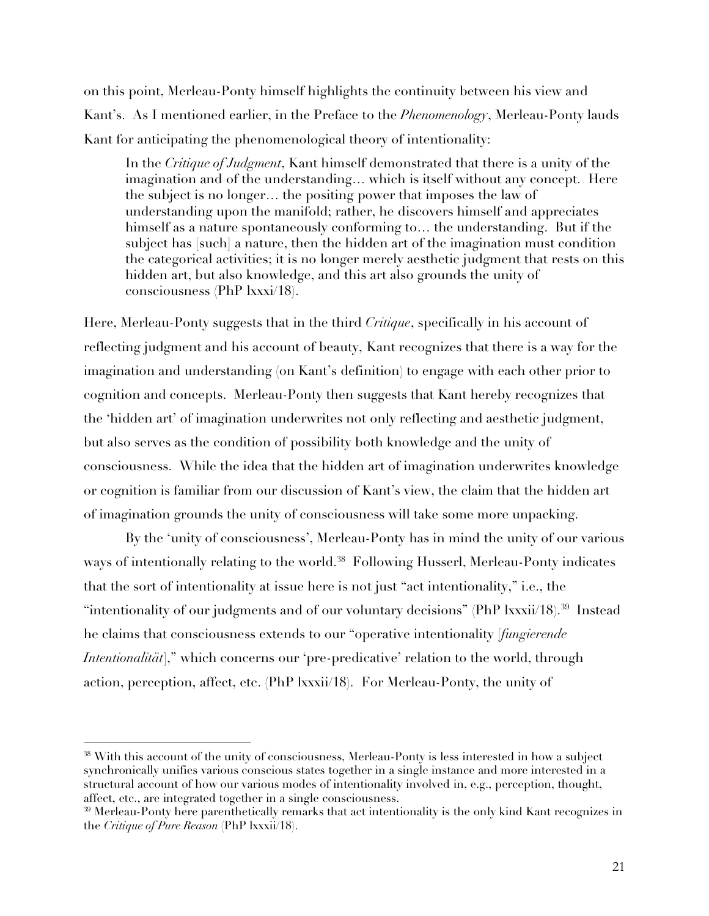on this point, Merleau-Ponty himself highlights the continuity between his view and Kant's. As I mentioned earlier, in the Preface to the *Phenomenology*, Merleau-Ponty lauds Kant for anticipating the phenomenological theory of intentionality:

> In the *Critique of Judgment*, Kant himself demonstrated that there is a unity of the imagination and of the understanding… which is itself without any concept. Here the subject is no longer… the positing power that imposes the law of understanding upon the manifold; rather, he discovers himself and appreciates himself as a nature spontaneously conforming to… the understanding. But if the subject has [such] a nature, then the hidden art of the imagination must condition the categorical activities; it is no longer merely aesthetic judgment that rests on this hidden art, but also knowledge, and this art also grounds the unity of consciousness (PhP lxxxi/18).

Here, Merleau-Ponty suggests that in the third *Critique*, specifically in his account of reflecting judgment and his account of beauty, Kant recognizes that there is a way for the imagination and understanding (on Kant's definition) to engage with each other prior to cognition and concepts. Merleau-Ponty then suggests that Kant hereby recognizes that the 'hidden art' of imagination underwrites not only reflecting and aesthetic judgment, but also serves as the condition of possibility both knowledge and the unity of consciousness. While the idea that the hidden art of imagination underwrites knowledge or cognition is familiar from our discussion of Kant's view, the claim that the hidden art of imagination grounds the unity of consciousness will take some more unpacking.

By the 'unity of consciousness', Merleau-Ponty has in mind the unity of our various ways of intentionally relating to the world.[38] Following Husserl, Merleau-Ponty indicates that the sort of intentionality at issue here is not just "act intentionality," i.e., the "intentionality of our judgments and of our voluntary decisions" (PhP lxxxii/18).[39] Instead he claims that consciousness extends to our "operative intentionality [*fungierende Intentionalität*]," which concerns our 'pre-predicative' relation to the world, through action, perception, affect, etc. (PhP lxxxii/18). For Merleau-Ponty, the unity of

---

[38] With this account of the unity of consciousness, Merleau-Ponty is less interested in how a subject synchronically unifies various conscious states together in a single instance and more interested in a structural account of how our various modes of intentionality involved in, e.g., perception, thought, affect, etc., are integrated together in a single consciousness.

[39] Merleau-Ponty here parenthetically remarks that act intentionality is the only kind Kant recognizes in the *Critique of Pure Reason* (PhP lxxxii/18).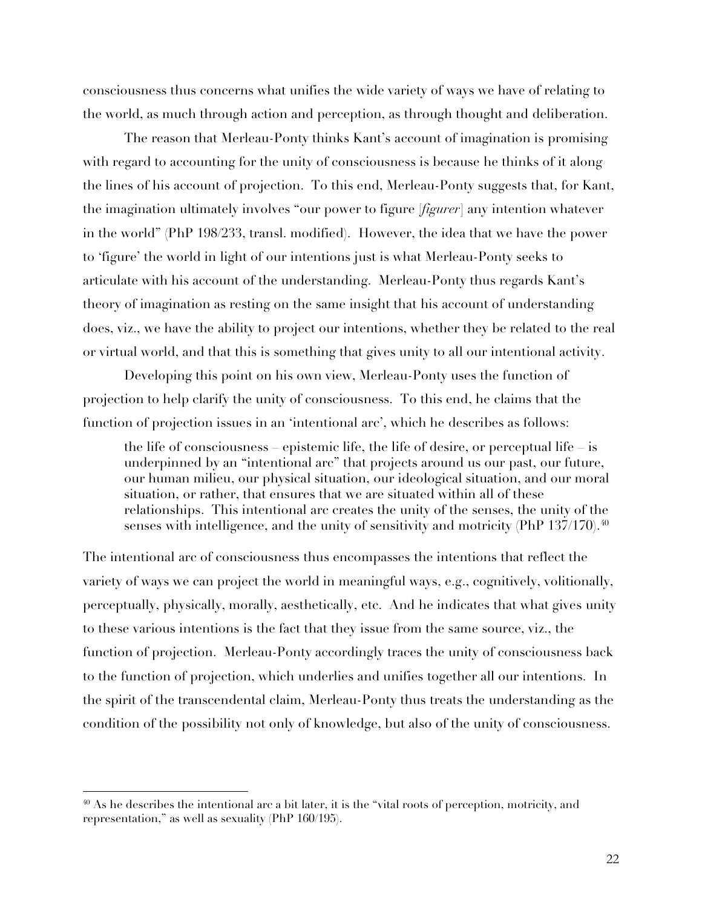consciousness thus concerns what unifies the wide variety of ways we have of relating to the world, as much through action and perception, as through thought and deliberation.

The reason that Merleau-Ponty thinks Kant's account of imagination is promising with regard to accounting for the unity of consciousness is because he thinks of it along the lines of his account of projection. To this end, Merleau-Ponty suggests that, for Kant, the imagination ultimately involves "our power to figure [*figurer*] any intention whatever in the world" (PhP 198/233, transl. modified). However, the idea that we have the power to 'figure' the world in light of our intentions just is what Merleau-Ponty seeks to articulate with his account of the understanding. Merleau-Ponty thus regards Kant's theory of imagination as resting on the same insight that his account of understanding does, viz., we have the ability to project our intentions, whether they be related to the real or virtual world, and that this is something that gives unity to all our intentional activity.

Developing this point on his own view, Merleau-Ponty uses the function of projection to help clarify the unity of consciousness. To this end, he claims that the function of projection issues in an 'intentional arc', which he describes as follows:

> the life of consciousness – epistemic life, the life of desire, or perceptual life – is underpinned by an "intentional arc" that projects around us our past, our future, our human milieu, our physical situation, our ideological situation, and our moral situation, or rather, that ensures that we are situated within all of these relationships. This intentional arc creates the unity of the senses, the unity of the senses with intelligence, and the unity of sensitivity and motricity (PhP 137/170).[40]

The intentional arc of consciousness thus encompasses the intentions that reflect the variety of ways we can project the world in meaningful ways, e.g., cognitively, volitionally, perceptually, physically, morally, aesthetically, etc. And he indicates that what gives unity to these various intentions is the fact that they issue from the same source, viz., the function of projection. Merleau-Ponty accordingly traces the unity of consciousness back to the function of projection, which underlies and unifies together all our intentions. In the spirit of the transcendental claim, Merleau-Ponty thus treats the understanding as the condition of the possibility not only of knowledge, but also of the unity of consciousness.

---

[40] As he describes the intentional arc a bit later, it is the "vital roots of perception, motricity, and representation," as well as sexuality (PhP 160/195).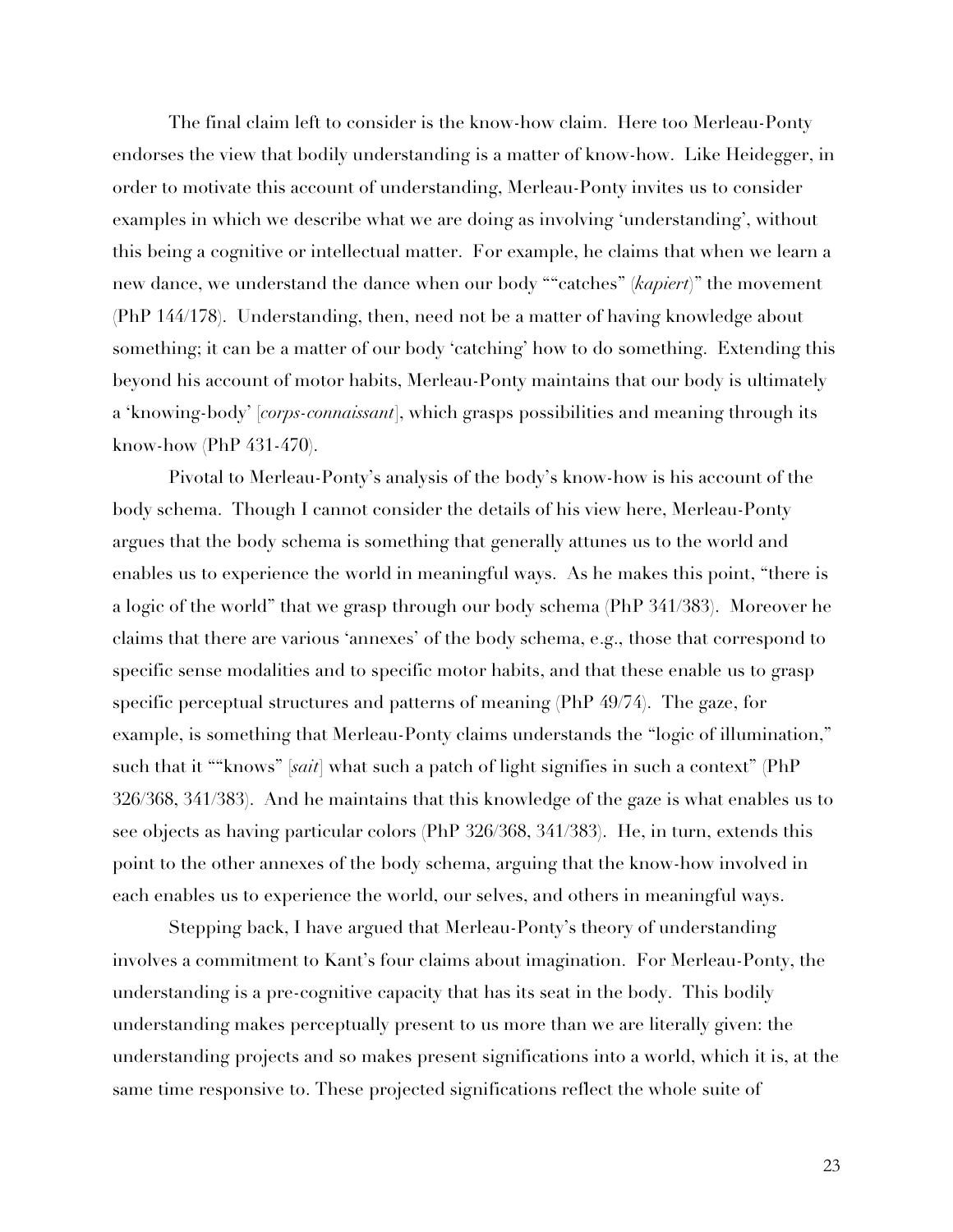The final claim left to consider is the know-how claim. Here too Merleau-Ponty endorses the view that bodily understanding is a matter of know-how. Like Heidegger, in order to motivate this account of understanding, Merleau-Ponty invites us to consider examples in which we describe what we are doing as involving 'understanding', without this being a cognitive or intellectual matter. For example, he claims that when we learn a new dance, we understand the dance when our body ""catches" (*kapiert*)" the movement (PhP 144/178). Understanding, then, need not be a matter of having knowledge about something; it can be a matter of our body 'catching' how to do something. Extending this beyond his account of motor habits, Merleau-Ponty maintains that our body is ultimately a 'knowing-body' [*corps-connaissant*], which grasps possibilities and meaning through its know-how (PhP 431-470).

Pivotal to Merleau-Ponty's analysis of the body's know-how is his account of the body schema. Though I cannot consider the details of his view here, Merleau-Ponty argues that the body schema is something that generally attunes us to the world and enables us to experience the world in meaningful ways. As he makes this point, "there is a logic of the world" that we grasp through our body schema (PhP 341/383). Moreover he claims that there are various 'annexes' of the body schema, e.g., those that correspond to specific sense modalities and to specific motor habits, and that these enable us to grasp specific perceptual structures and patterns of meaning (PhP 49/74). The gaze, for example, is something that Merleau-Ponty claims understands the "logic of illumination," such that it ""knows" [*sait*] what such a patch of light signifies in such a context" (PhP 326/368, 341/383). And he maintains that this knowledge of the gaze is what enables us to see objects as having particular colors (PhP 326/368, 341/383). He, in turn, extends this point to the other annexes of the body schema, arguing that the know-how involved in each enables us to experience the world, our selves, and others in meaningful ways.

Stepping back, I have argued that Merleau-Ponty's theory of understanding involves a commitment to Kant's four claims about imagination. For Merleau-Ponty, the understanding is a pre-cognitive capacity that has its seat in the body. This bodily understanding makes perceptually present to us more than we are literally given: the understanding projects and so makes present significations into a world, which it is, at the same time responsive to. These projected significations reflect the whole suite of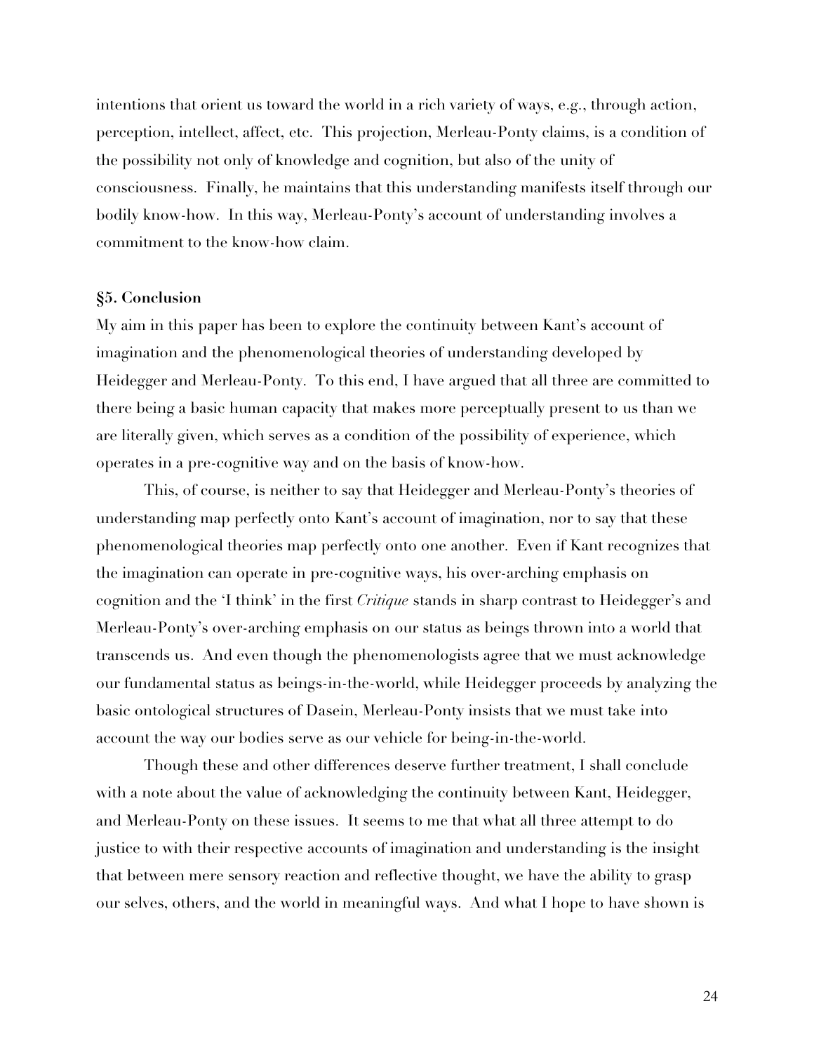intentions that orient us toward the world in a rich variety of ways, e.g., through action, perception, intellect, affect, etc. This projection, Merleau-Ponty claims, is a condition of the possibility not only of knowledge and cognition, but also of the unity of consciousness. Finally, he maintains that this understanding manifests itself through our bodily know-how. In this way, Merleau-Ponty's account of understanding involves a commitment to the know-how claim.

## §5. Conclusion

My aim in this paper has been to explore the continuity between Kant's account of imagination and the phenomenological theories of understanding developed by Heidegger and Merleau-Ponty. To this end, I have argued that all three are committed to there being a basic human capacity that makes more perceptually present to us than we are literally given, which serves as a condition of the possibility of experience, which operates in a pre-cognitive way and on the basis of know-how.

This, of course, is neither to say that Heidegger and Merleau-Ponty's theories of understanding map perfectly onto Kant's account of imagination, nor to say that these phenomenological theories map perfectly onto one another. Even if Kant recognizes that the imagination can operate in pre-cognitive ways, his over-arching emphasis on cognition and the 'I think' in the first *Critique* stands in sharp contrast to Heidegger's and Merleau-Ponty's over-arching emphasis on our status as beings thrown into a world that transcends us. And even though the phenomenologists agree that we must acknowledge our fundamental status as beings-in-the-world, while Heidegger proceeds by analyzing the basic ontological structures of Dasein, Merleau-Ponty insists that we must take into account the way our bodies serve as our vehicle for being-in-the-world.

Though these and other differences deserve further treatment, I shall conclude with a note about the value of acknowledging the continuity between Kant, Heidegger, and Merleau-Ponty on these issues. It seems to me that what all three attempt to do justice to with their respective accounts of imagination and understanding is the insight that between mere sensory reaction and reflective thought, we have the ability to grasp our selves, others, and the world in meaningful ways. And what I hope to have shown is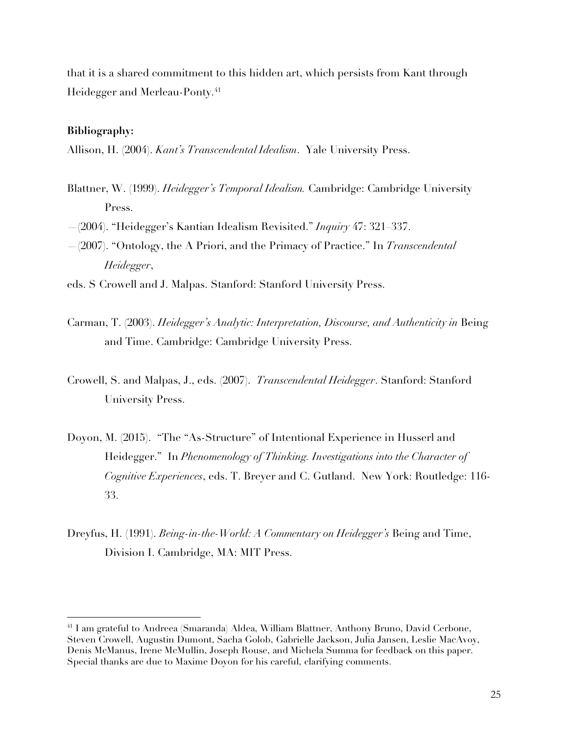that it is a shared commitment to this hidden art, which persists from Kant through Heidegger and Merleau-Ponty.[41]

**Bibliography:**

Allison, H. (2004). *Kant's Transcendental Idealism*. Yale University Press.

Blattner, W. (1999). *Heidegger's Temporal Idealism.* Cambridge: Cambridge University Press.

—(2004). "Heidegger's Kantian Idealism Revisited." *Inquiry* 47: 321–337.

—(2007). "Ontology, the A Priori, and the Primacy of Practice." In *Transcendental Heidegger*,

eds. S Crowell and J. Malpas. Stanford: Stanford University Press.

Carman, T. (2003). *Heidegger's Analytic: Interpretation, Discourse, and Authenticity in* Being and Time. Cambridge: Cambridge University Press.

Crowell, S. and Malpas, J., eds. (2007). *Transcendental Heidegger*. Stanford: Stanford University Press.

Doyon, M. (2015). "The "As-Structure" of Intentional Experience in Husserl and Heidegger." In *Phenomenology of Thinking. Investigations into the Character of Cognitive Experiences*, eds. T. Breyer and C. Gutland. New York: Routledge: 116-33.

Dreyfus, H. (1991). *Being-in-the-World: A Commentary on Heidegger's* Being and Time, Division I. Cambridge, MA: MIT Press.

---

[41] I am grateful to Andreea (Smaranda) Aldea, William Blattner, Anthony Bruno, David Cerbone, Steven Crowell, Augustin Dumont, Sacha Golob, Gabrielle Jackson, Julia Jansen, Leslie MacAvoy, Denis McManus, Irene McMullin, Joseph Rouse, and Michela Summa for feedback on this paper. Special thanks are due to Maxime Doyon for his careful, clarifying comments.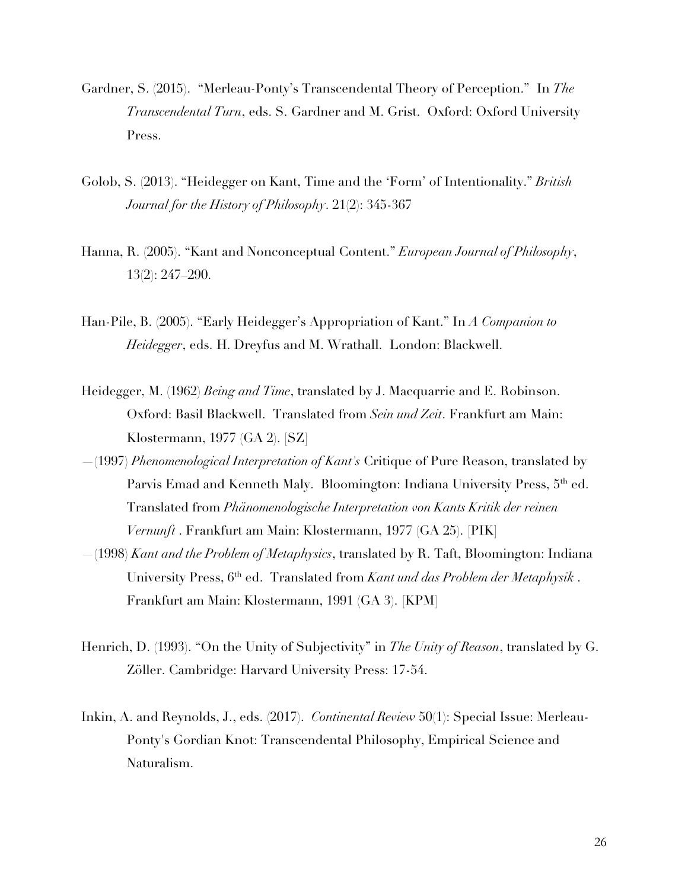Gardner, S. (2015). "Merleau-Ponty's Transcendental Theory of Perception." In *The Transcendental Turn*, eds. S. Gardner and M. Grist. Oxford: Oxford University Press.

Golob, S. (2013). "Heidegger on Kant, Time and the 'Form' of Intentionality." *British Journal for the History of Philosophy*. 21(2): 345-367

Hanna, R. (2005). "Kant and Nonconceptual Content." *European Journal of Philosophy*, 13(2): 247–290.

Han-Pile, B. (2005). "Early Heidegger's Appropriation of Kant." In *A Companion to Heidegger*, eds. H. Dreyfus and M. Wrathall. London: Blackwell.

Heidegger, M. (1962) *Being and Time*, translated by J. Macquarrie and E. Robinson. Oxford: Basil Blackwell. Translated from *Sein und Zeit*. Frankfurt am Main: Klostermann, 1977 (GA 2). [SZ]

—(1997) *Phenomenological Interpretation of Kant's* Critique of Pure Reason, translated by Parvis Emad and Kenneth Maly. Bloomington: Indiana University Press, 5th ed. Translated from *Phänomenologische Interpretation von Kants Kritik der reinen Vernunft* . Frankfurt am Main: Klostermann, 1977 (GA 25). [PIK]

—(1998) *Kant and the Problem of Metaphysics*, translated by R. Taft, Bloomington: Indiana University Press, 6th ed. Translated from *Kant und das Problem der Metaphysik* . Frankfurt am Main: Klostermann, 1991 (GA 3). [KPM]

Henrich, D. (1993). "On the Unity of Subjectivity" in *The Unity of Reason*, translated by G. Zöller. Cambridge: Harvard University Press: 17-54.

Inkin, A. and Reynolds, J., eds. (2017). *Continental Review* 50(1): Special Issue: Merleau-Ponty's Gordian Knot: Transcendental Philosophy, Empirical Science and Naturalism.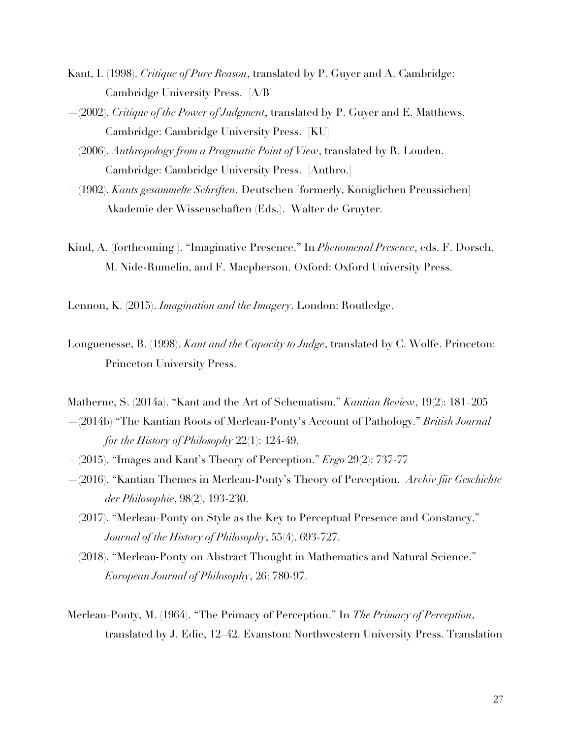Kant, I. (1998). *Critique of Pure Reason*, translated by P. Guyer and A. Cambridge: Cambridge University Press. [A/B]

—(2002). *Critique of the Power of Judgment*, translated by P. Guyer and E. Matthews. Cambridge: Cambridge University Press. [KU]

—(2006). *Anthropology from a Pragmatic Point of View*, translated by R. Louden. Cambridge: Cambridge University Press. [Anthro.]

—(1902). *Kants gesammelte Schriften*. Deutschen [formerly, Königlichen Preussichen] Akademie der Wissenschaften (Eds.). Walter de Gruyter.

Kind, A. (forthcoming ). "Imaginative Presence." In *Phenomenal Presence*, eds. F. Dorsch, M. Nide-Rumelin, and F. Macpherson. Oxford: Oxford University Press.

Lennon, K. (2015). *Imagination and the Imagery*. London: Routledge.

Longuenesse, B. (1998). *Kant and the Capacity to Judge*, translated by C. Wolfe. Princeton: Princeton University Press.

Matherne, S. (2014a). "Kant and the Art of Schematism." *Kantian Review*, 19(2): 181–205

—(2014b) "The Kantian Roots of Merleau-Ponty's Account of Pathology." *British Journal for the History of Philosophy* 22(1): 124-49.

—(2015). "Images and Kant's Theory of Perception." *Ergo* 29(2): 737-77

—(2016). "Kantian Themes in Merleau-Ponty's Theory of Perception. *Archiv für Geschichte der Philosophie*, 98(2), 193-230.

—(2017). "Merleau-Ponty on Style as the Key to Perceptual Presence and Constancy." *Journal of the History of Philosophy*, 55(4), 693-727.

—(2018). "Merleau-Ponty on Abstract Thought in Mathematics and Natural Science." *European Journal of Philosophy*, 26: 780-97.

Merleau-Ponty, M. (1964). "The Primacy of Perception." In *The Primacy of Perception*, translated by J. Edie, 12–42. Evanston: Northwestern University Press. Translation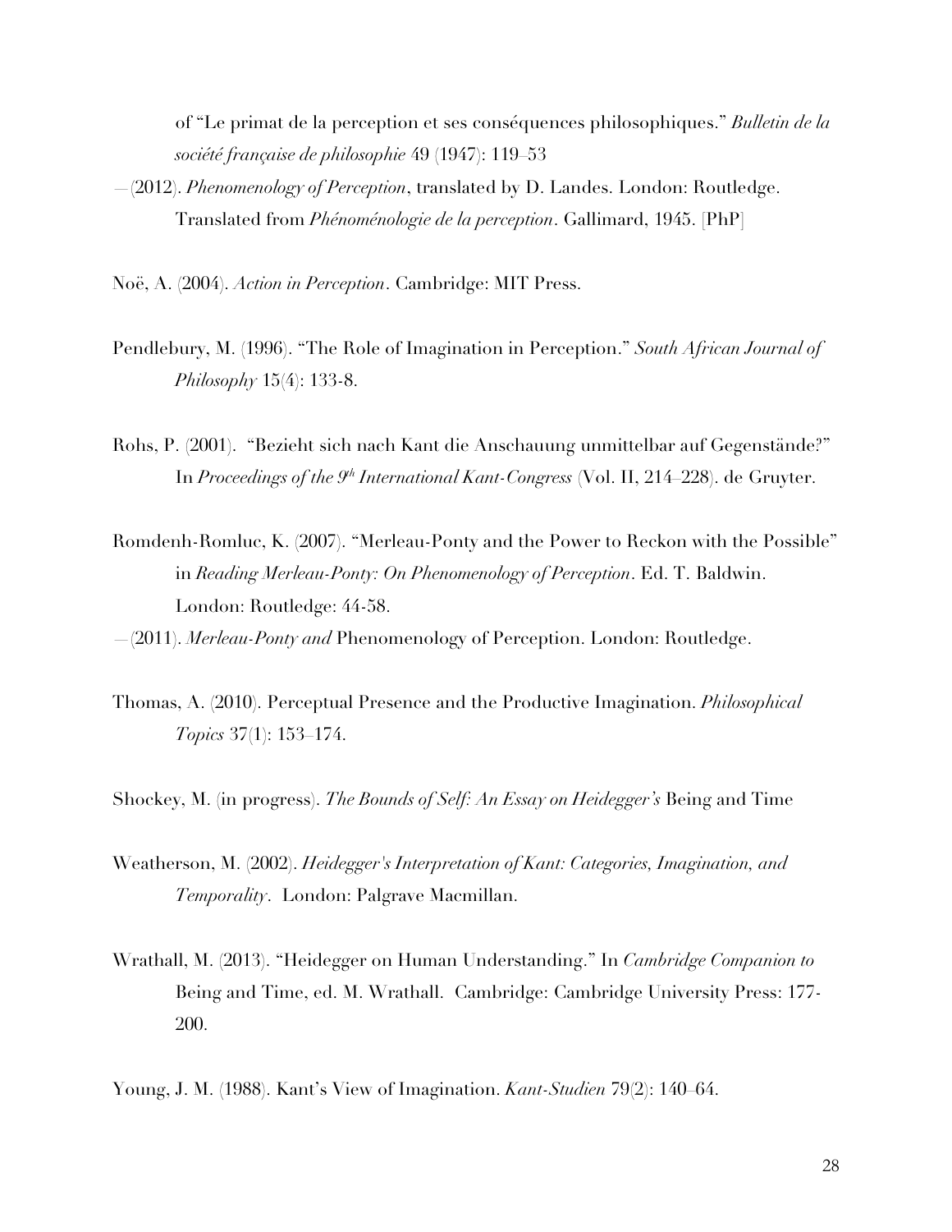of "Le primat de la perception et ses conséquences philosophiques." *Bulletin de la société française de philosophie* 49 (1947): 119–53

—(2012). *Phenomenology of Perception*, translated by D. Landes. London: Routledge. Translated from *Phénoménologie de la perception*. Gallimard, 1945. [PhP]

Noë, A. (2004). *Action in Perception*. Cambridge: MIT Press.

Pendlebury, M. (1996). "The Role of Imagination in Perception." *South African Journal of Philosophy* 15(4): 133-8.

Rohs, P. (2001). "Bezieht sich nach Kant die Anschauung unmittelbar auf Gegenstände?" In *Proceedings of the 9th International Kant-Congress* (Vol. II, 214–228). de Gruyter.

Romdenh-Romluc, K. (2007). "Merleau-Ponty and the Power to Reckon with the Possible" in *Reading Merleau-Ponty: On Phenomenology of Perception*. Ed. T. Baldwin. London: Routledge: 44-58.

—(2011). *Merleau-Ponty and* Phenomenology of Perception. London: Routledge.

Thomas, A. (2010). Perceptual Presence and the Productive Imagination. *Philosophical Topics* 37(1): 153–174.

Shockey, M. (in progress). *The Bounds of Self: An Essay on Heidegger's* Being and Time

Weatherson, M. (2002). *Heidegger's Interpretation of Kant: Categories, Imagination, and Temporality*. London: Palgrave Macmillan.

Wrathall, M. (2013). "Heidegger on Human Understanding." In *Cambridge Companion to* Being and Time, ed. M. Wrathall. Cambridge: Cambridge University Press: 177-200.

Young, J. M. (1988). Kant's View of Imagination. *Kant-Studien* 79(2): 140–64.